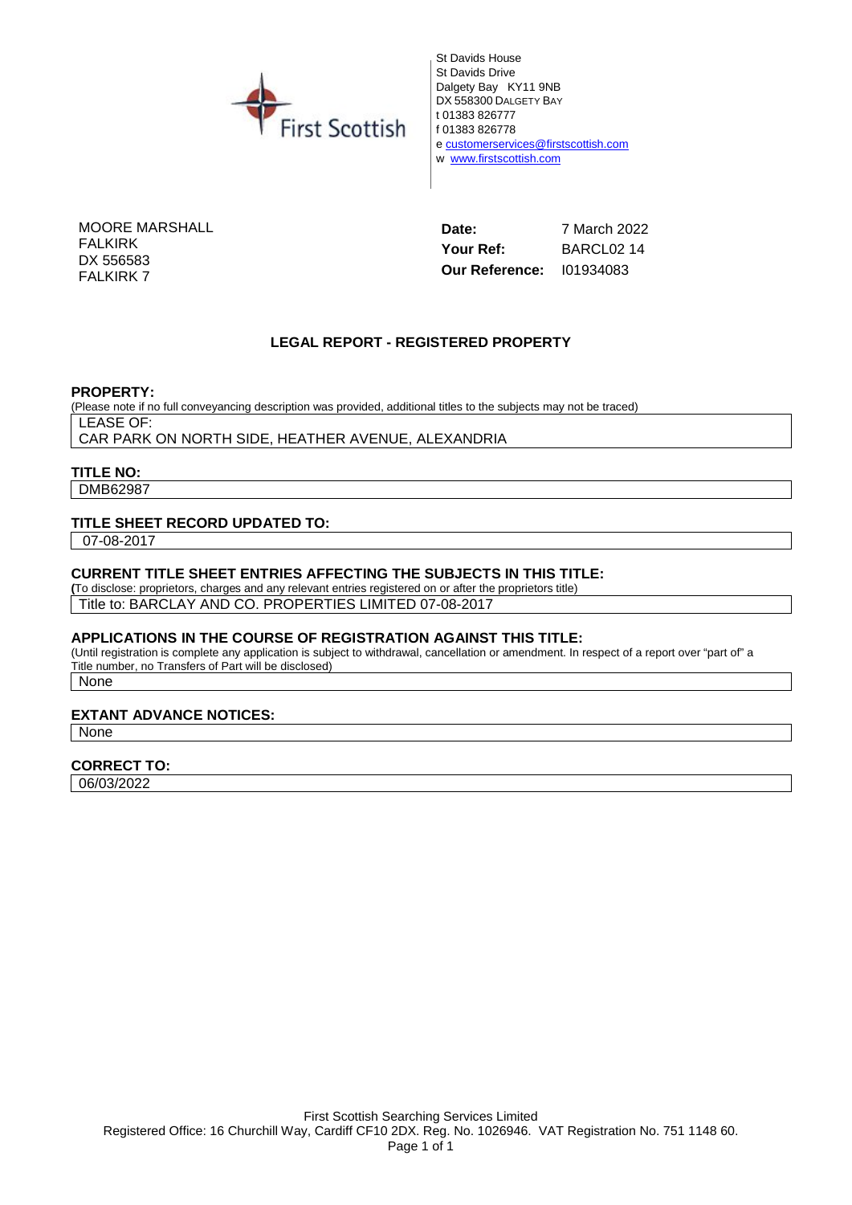First Scottish

St Davids House
St Davids Drive
Dalgety Bay KY11 9NB
DX 558300 DALGETY BAY
t 01383 826777
f 01383 826778
e customerservices@firstscottish.com
w www.firstscottish.com

MOORE MARSHALL
FALKIRK
DX 556583
FALKIRK 7

**Date:** 7 March 2022
**Your Ref:** BARCL02 14
**Our Reference:** I01934083

## LEGAL REPORT - REGISTERED PROPERTY

**PROPERTY:**
(Please note if no full conveyancing description was provided, additional titles to the subjects may not be traced)

LEASE OF:
CAR PARK ON NORTH SIDE, HEATHER AVENUE, ALEXANDRIA

**TITLE NO:**

DMB62987

**TITLE SHEET RECORD UPDATED TO:**

07-08-2017

**CURRENT TITLE SHEET ENTRIES AFFECTING THE SUBJECTS IN THIS TITLE:**
(To disclose: proprietors, charges and any relevant entries registered on or after the proprietors title)

Title to: BARCLAY AND CO. PROPERTIES LIMITED 07-08-2017

**APPLICATIONS IN THE COURSE OF REGISTRATION AGAINST THIS TITLE:**
(Until registration is complete any application is subject to withdrawal, cancellation or amendment. In respect of a report over "part of" a Title number, no Transfers of Part will be disclosed)

None

**EXTANT ADVANCE NOTICES:**

None

**CORRECT TO:**

06/03/2022

First Scottish Searching Services Limited
Registered Office: 16 Churchill Way, Cardiff CF10 2DX. Reg. No. 1026946. VAT Registration No. 751 1148 60.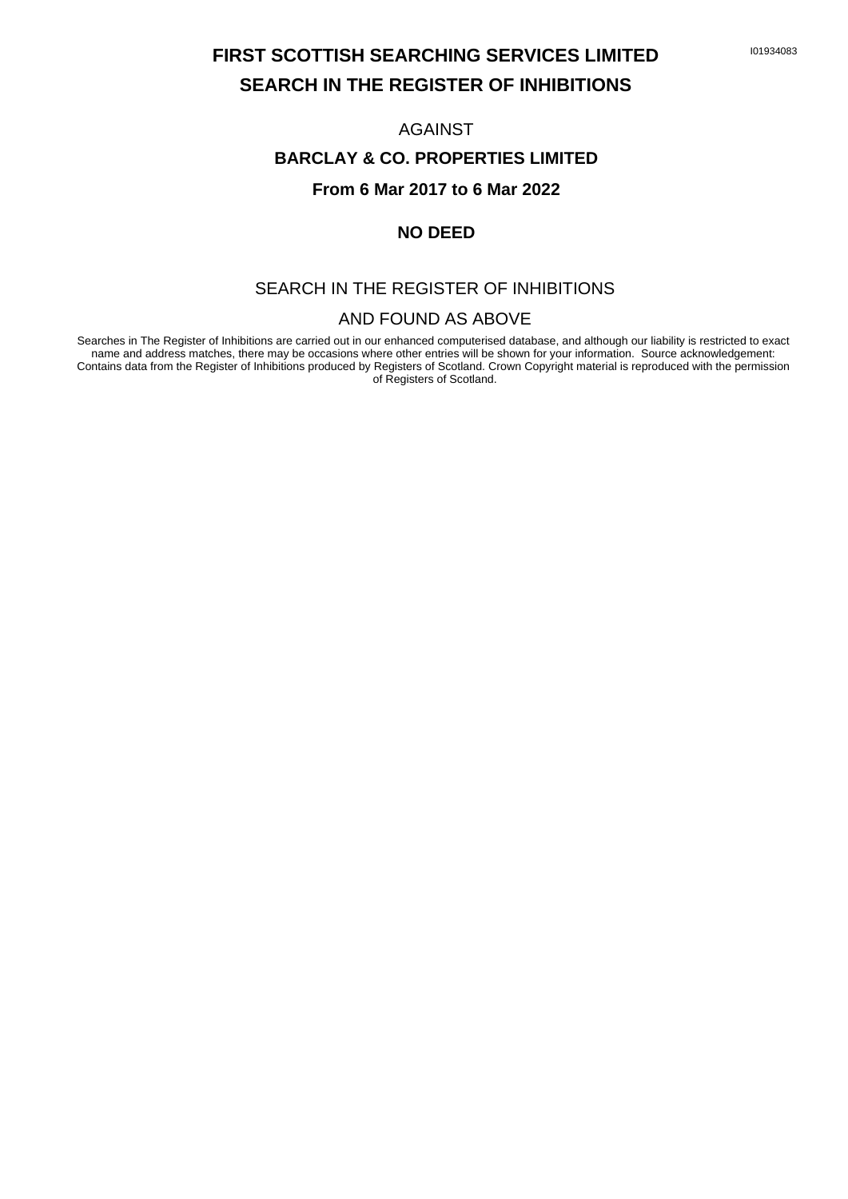I01934083

# FIRST SCOTTISH SEARCHING SERVICES LIMITED

# SEARCH IN THE REGISTER OF INHIBITIONS

AGAINST

**BARCLAY & CO. PROPERTIES LIMITED**

**From 6 Mar 2017 to 6 Mar 2022**

**NO DEED**

SEARCH IN THE REGISTER OF INHIBITIONS

AND FOUND AS ABOVE

Searches in The Register of Inhibitions are carried out in our enhanced computerised database, and although our liability is restricted to exact name and address matches, there may be occasions where other entries will be shown for your information. Source acknowledgement: Contains data from the Register of Inhibitions produced by Registers of Scotland. Crown Copyright material is reproduced with the permission of Registers of Scotland.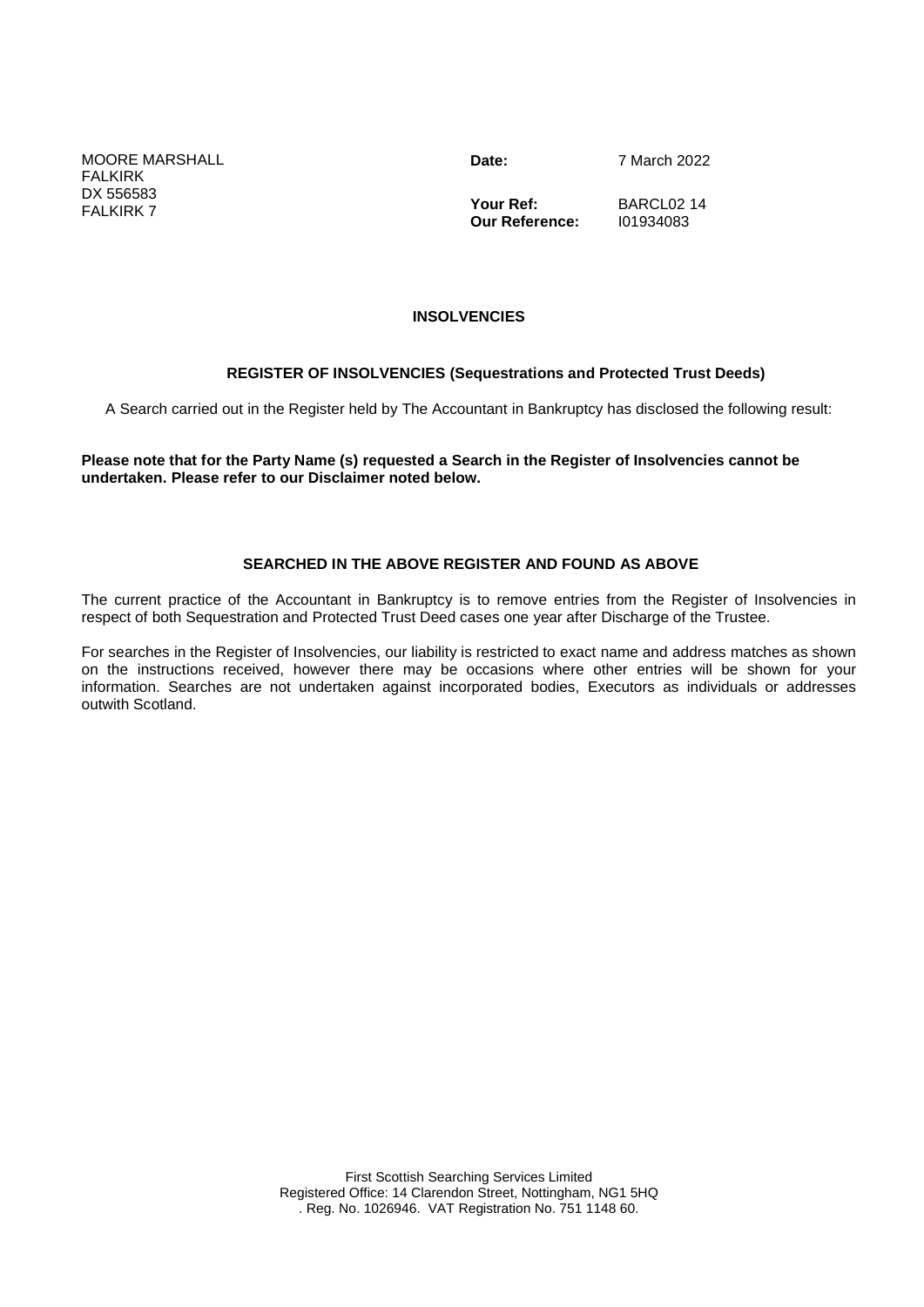MOORE MARSHALL
FALKIRK
DX 556583
FALKIRK 7

**Date:** 7 March 2022

**Your Ref:** BARCL02 14
**Our Reference:** I01934083

## INSOLVENCIES

### REGISTER OF INSOLVENCIES (Sequestrations and Protected Trust Deeds)

A Search carried out in the Register held by The Accountant in Bankruptcy has disclosed the following result:

**Please note that for the Party Name (s) requested a Search in the Register of Insolvencies cannot be undertaken. Please refer to our Disclaimer noted below.**

**SEARCHED IN THE ABOVE REGISTER AND FOUND AS ABOVE**

The current practice of the Accountant in Bankruptcy is to remove entries from the Register of Insolvencies in respect of both Sequestration and Protected Trust Deed cases one year after Discharge of the Trustee.

For searches in the Register of Insolvencies, our liability is restricted to exact name and address matches as shown on the instructions received, however there may be occasions where other entries will be shown for your information. Searches are not undertaken against incorporated bodies, Executors as individuals or addresses outwith Scotland.

First Scottish Searching Services Limited
Registered Office: 14 Clarendon Street, Nottingham, NG1 5HQ
. Reg. No. 1026946. VAT Registration No. 751 1148 60.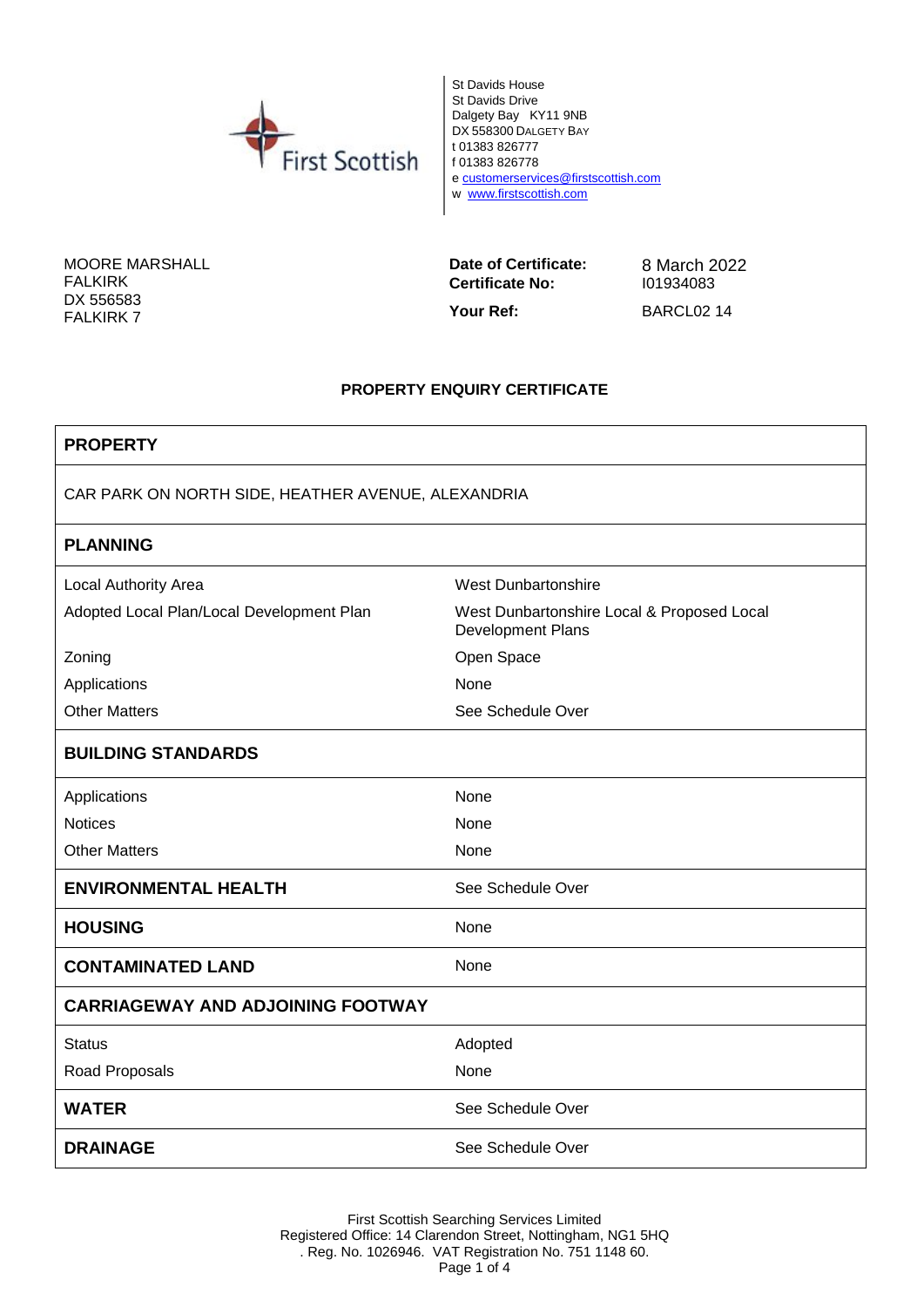First Scottish

St Davids House
St Davids Drive
Dalgety Bay KY11 9NB
DX 558300 DALGETY BAY
t 01383 826777
f 01383 826778
e customerservices@firstscottish.com
w www.firstscottish.com

MOORE MARSHALL
FALKIRK
DX 556583
FALKIRK 7

**Date of Certificate:** 8 March 2022
**Certificate No:** I01934083
**Your Ref:** BARCL02 14

## PROPERTY ENQUIRY CERTIFICATE

| **PROPERTY** | |
|---|---|
| CAR PARK ON NORTH SIDE, HEATHER AVENUE, ALEXANDRIA | |
| **PLANNING** | |
| Local Authority Area | West Dunbartonshire |
| Adopted Local Plan/Local Development Plan | West Dunbartonshire Local & Proposed Local Development Plans |
| Zoning | Open Space |
| Applications | None |
| Other Matters | See Schedule Over |
| **BUILDING STANDARDS** | |
| Applications | None |
| Notices | None |
| Other Matters | None |
| **ENVIRONMENTAL HEALTH** | See Schedule Over |
| **HOUSING** | None |
| **CONTAMINATED LAND** | None |
| **CARRIAGEWAY AND ADJOINING FOOTWAY** | |
| Status | Adopted |
| Road Proposals | None |
| **WATER** | See Schedule Over |
| **DRAINAGE** | See Schedule Over |

First Scottish Searching Services Limited
Registered Office: 14 Clarendon Street, Nottingham, NG1 5HQ
. Reg. No. 1026946. VAT Registration No. 751 1148 60.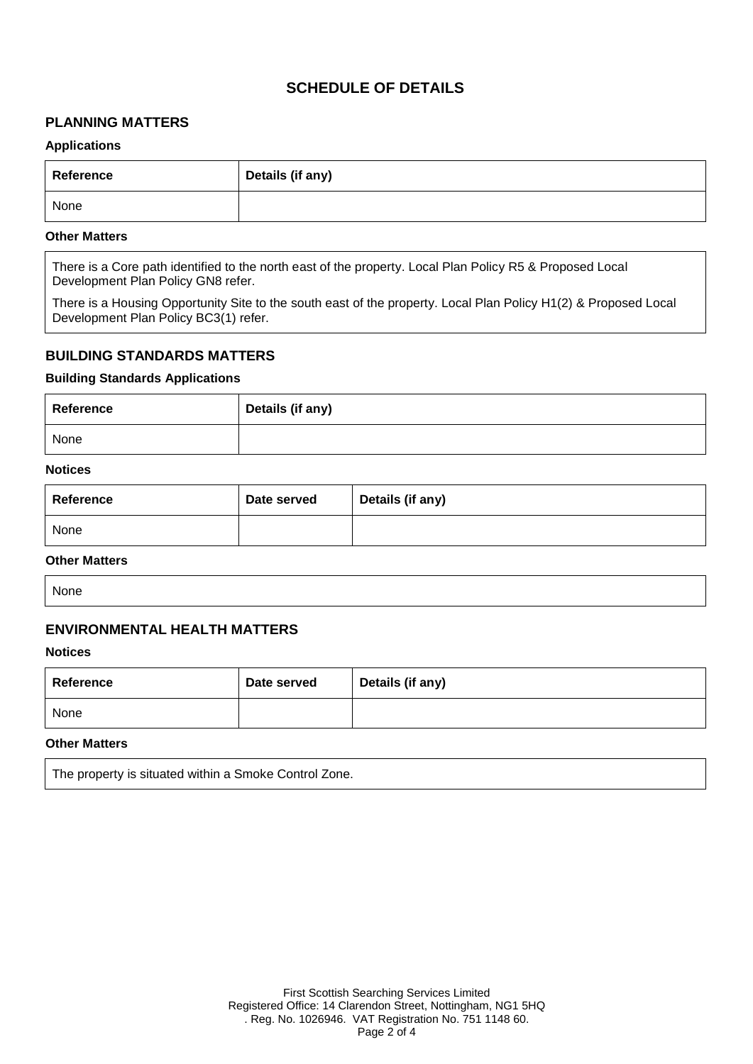# SCHEDULE OF DETAILS

## PLANNING MATTERS

### Applications

| Reference | Details (if any) |
|---|---|
| None | |

### Other Matters

There is a Core path identified to the north east of the property. Local Plan Policy R5 & Proposed Local Development Plan Policy GN8 refer.

There is a Housing Opportunity Site to the south east of the property. Local Plan Policy H1(2) & Proposed Local Development Plan Policy BC3(1) refer.

## BUILDING STANDARDS MATTERS

### Building Standards Applications

| Reference | Details (if any) |
|---|---|
| None | |

### Notices

| Reference | Date served | Details (if any) |
|---|---|---|
| None | | |

### Other Matters

None

## ENVIRONMENTAL HEALTH MATTERS

### Notices

| Reference | Date served | Details (if any) |
|---|---|---|
| None | | |

### Other Matters

The property is situated within a Smoke Control Zone.

First Scottish Searching Services Limited
Registered Office: 14 Clarendon Street, Nottingham, NG1 5HQ
. Reg. No. 1026946. VAT Registration No. 751 1148 60.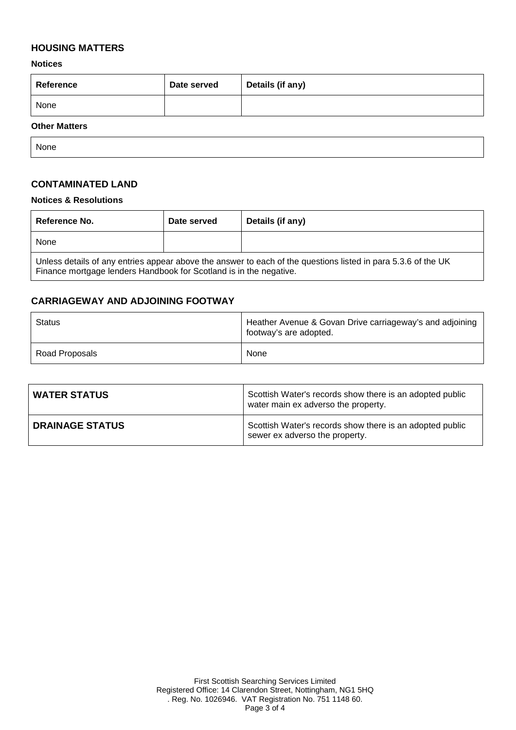## HOUSING MATTERS

**Notices**

| Reference | Date served | Details (if any) |
|---|---|---|
| None | | |

**Other Matters**

| None |
|---|

## CONTAMINATED LAND

**Notices & Resolutions**

| Reference No. | Date served | Details (if any) |
|---|---|---|
| None | | |
| Unless details of any entries appear above the answer to each of the questions listed in para 5.3.6 of the UK Finance mortgage lenders Handbook for Scotland is in the negative. | | |

## CARRIAGEWAY AND ADJOINING FOOTWAY

| Status | Heather Avenue & Govan Drive carriageway's and adjoining footway's are adopted. |
|---|---|
| Road Proposals | None |

| **WATER STATUS** | Scottish Water's records show there is an adopted public water main ex adverso the property. |
|---|---|
| **DRAINAGE STATUS** | Scottish Water's records show there is an adopted public sewer ex adverso the property. |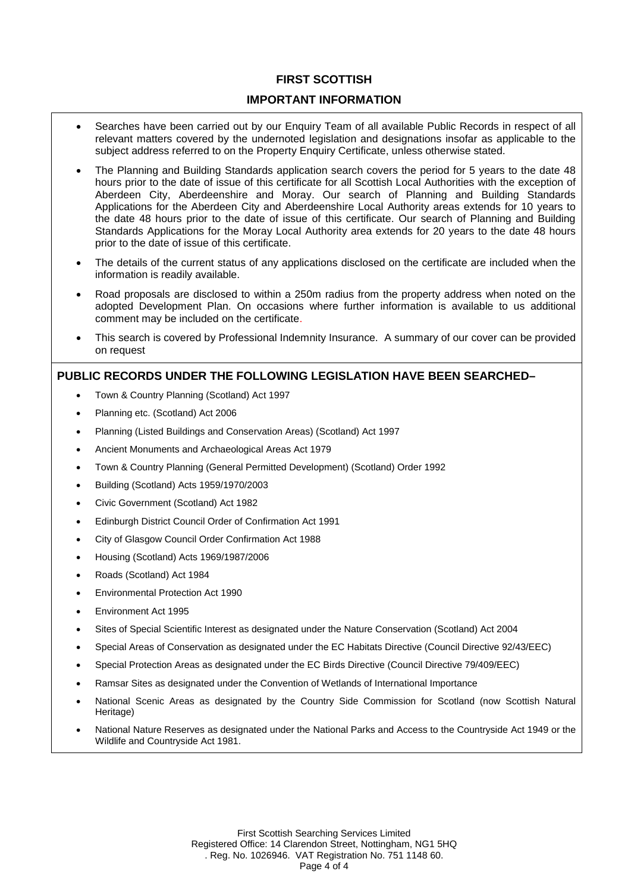# FIRST SCOTTISH

## IMPORTANT INFORMATION

- Searches have been carried out by our Enquiry Team of all available Public Records in respect of all relevant matters covered by the undernoted legislation and designations insofar as applicable to the subject address referred to on the Property Enquiry Certificate, unless otherwise stated.
- The Planning and Building Standards application search covers the period for 5 years to the date 48 hours prior to the date of issue of this certificate for all Scottish Local Authorities with the exception of Aberdeen City, Aberdeenshire and Moray. Our search of Planning and Building Standards Applications for the Aberdeen City and Aberdeenshire Local Authority areas extends for 10 years to the date 48 hours prior to the date of issue of this certificate. Our search of Planning and Building Standards Applications for the Moray Local Authority area extends for 20 years to the date 48 hours prior to the date of issue of this certificate.
- The details of the current status of any applications disclosed on the certificate are included when the information is readily available.
- Road proposals are disclosed to within a 250m radius from the property address when noted on the adopted Development Plan. On occasions where further information is available to us additional comment may be included on the certificate.
- This search is covered by Professional Indemnity Insurance. A summary of our cover can be provided on request

## PUBLIC RECORDS UNDER THE FOLLOWING LEGISLATION HAVE BEEN SEARCHED–

- Town & Country Planning (Scotland) Act 1997
- Planning etc. (Scotland) Act 2006
- Planning (Listed Buildings and Conservation Areas) (Scotland) Act 1997
- Ancient Monuments and Archaeological Areas Act 1979
- Town & Country Planning (General Permitted Development) (Scotland) Order 1992
- Building (Scotland) Acts 1959/1970/2003
- Civic Government (Scotland) Act 1982
- Edinburgh District Council Order of Confirmation Act 1991
- City of Glasgow Council Order Confirmation Act 1988
- Housing (Scotland) Acts 1969/1987/2006
- Roads (Scotland) Act 1984
- Environmental Protection Act 1990
- Environment Act 1995
- Sites of Special Scientific Interest as designated under the Nature Conservation (Scotland) Act 2004
- Special Areas of Conservation as designated under the EC Habitats Directive (Council Directive 92/43/EEC)
- Special Protection Areas as designated under the EC Birds Directive (Council Directive 79/409/EEC)
- Ramsar Sites as designated under the Convention of Wetlands of International Importance
- National Scenic Areas as designated by the Country Side Commission for Scotland (now Scottish Natural Heritage)
- National Nature Reserves as designated under the National Parks and Access to the Countryside Act 1949 or the Wildlife and Countryside Act 1981.

First Scottish Searching Services Limited
Registered Office: 14 Clarendon Street, Nottingham, NG1 5HQ
. Reg. No. 1026946. VAT Registration No. 751 1148 60.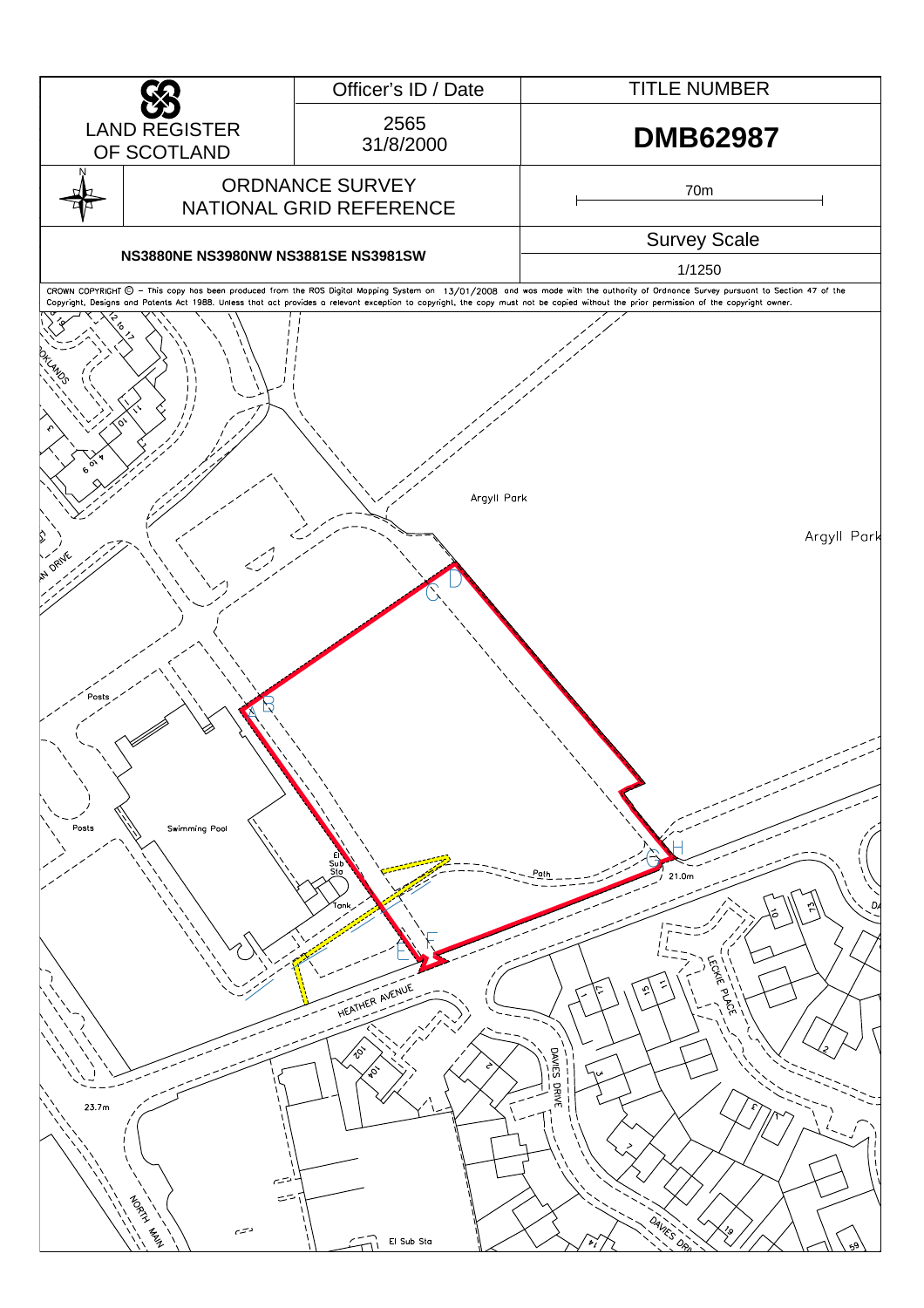| LAND REGISTER OF SCOTLAND | Officer's ID / Date | TITLE NUMBER |
|---|---|---|
| | 2565 31/8/2000 | **DMB62987** |

| ORDNANCE SURVEY NATIONAL GRID REFERENCE | 70m |
|---|---|
| **NS3880NE NS3980NW NS3881SE NS3981SW** | Survey Scale 1/1250 |

CROWN COPYRIGHT © – This copy has been produced from the ROS Digital Mapping System on 13/01/2008 and was made with the authority of Ordnance Survey pursuant to Section 47 of the Copyright, Designs and Patents Act 1988. Unless that act provides a relevant exception to copyright, the copy must not be copied without the prior permission of the copyright owner.

Argyll Park

Argyll Park

Posts

Posts

Swimming Pool

El Sub Sta

Tank

Path

21.0m

HEATHER AVENUE

LECKIE PLACE

DAVIES DRIVE

DAVIES DRIVE

NORTH MAIN

23.7m

El Sub Sta

A B C D E F G H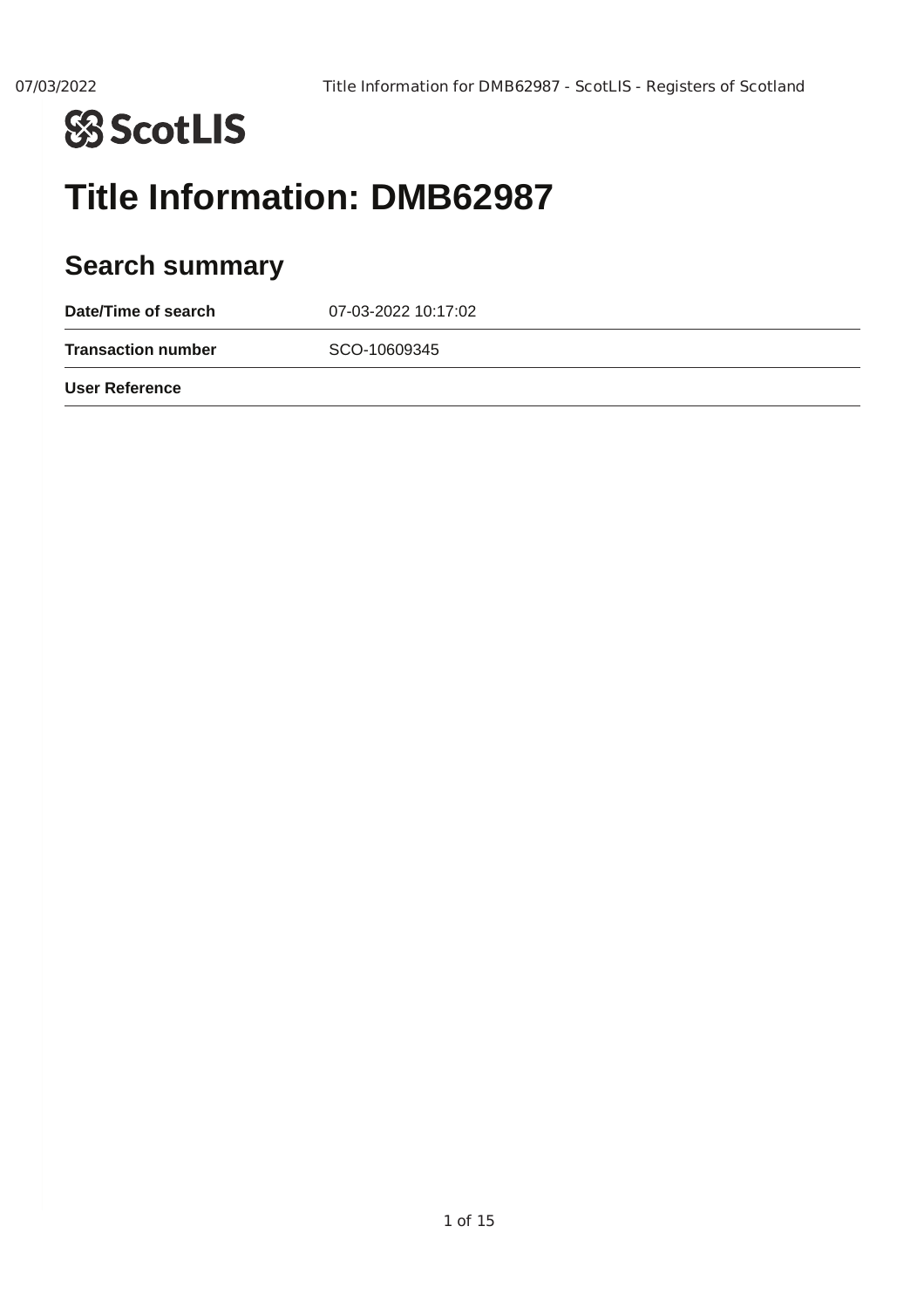# ScotLIS

# Title Information: DMB62987

## Search summary

| Date/Time of search | 07-03-2022 10:17:02 |
| --- | --- |
| Transaction number | SCO-10609345 |
| User Reference | |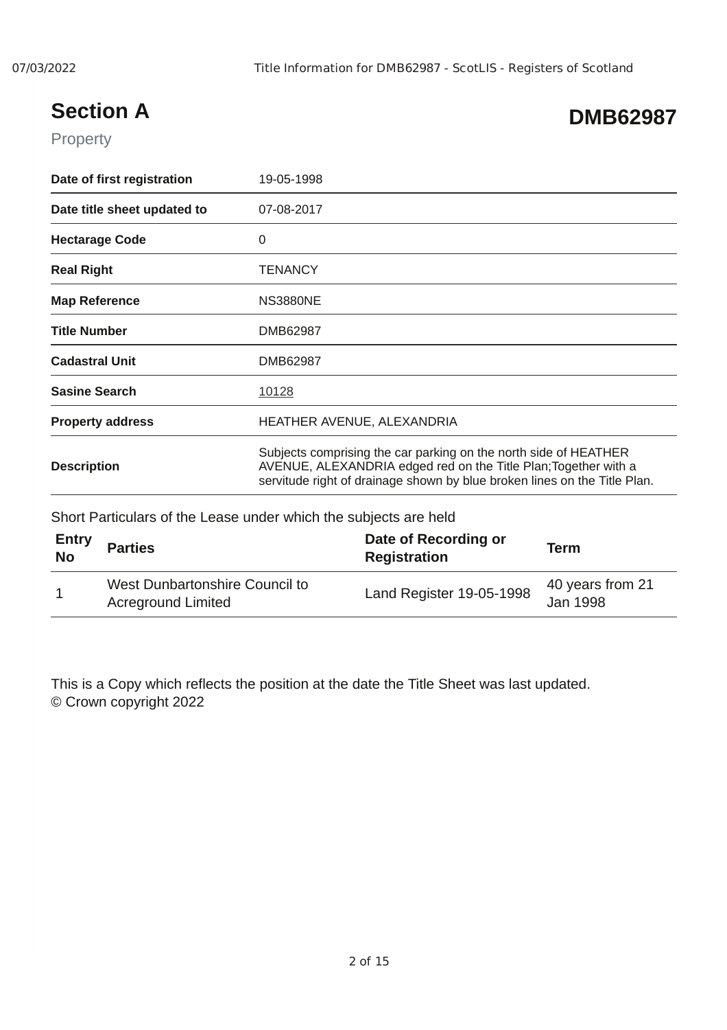# Section A

**DMB62987**

Property

| | |
|---|---|
| **Date of first registration** | 19-05-1998 |
| **Date title sheet updated to** | 07-08-2017 |
| **Hectarage Code** | 0 |
| **Real Right** | TENANCY |
| **Map Reference** | NS3880NE |
| **Title Number** | DMB62987 |
| **Cadastral Unit** | DMB62987 |
| **Sasine Search** | 10128 |
| **Property address** | HEATHER AVENUE, ALEXANDRIA |
| **Description** | Subjects comprising the car parking on the north side of HEATHER AVENUE, ALEXANDRIA edged red on the Title Plan;Together with a servitude right of drainage shown by blue broken lines on the Title Plan. |

Short Particulars of the Lease under which the subjects are held

| Entry No | Parties | Date of Recording or Registration | Term |
|---|---|---|---|
| 1 | West Dunbartonshire Council to Acreground Limited | Land Register 19-05-1998 | 40 years from 21 Jan 1998 |

This is a Copy which reflects the position at the date the Title Sheet was last updated.
© Crown copyright 2022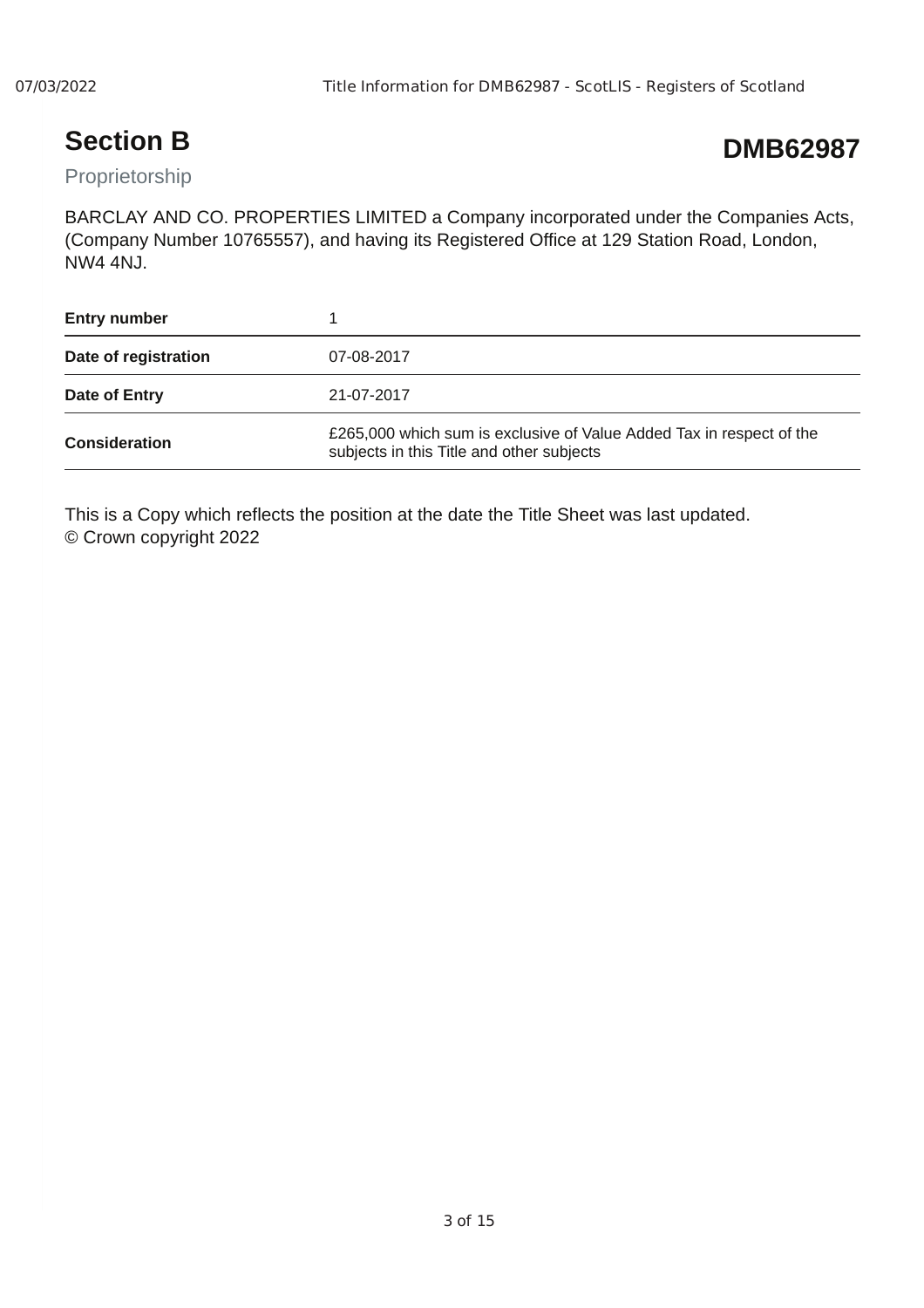# Section B

**DMB62987**

Proprietorship

BARCLAY AND CO. PROPERTIES LIMITED a Company incorporated under the Companies Acts, (Company Number 10765557), and having its Registered Office at 129 Station Road, London, NW4 4NJ.

| **Entry number** | 1 |
|---|---|
| **Date of registration** | 07-08-2017 |
| **Date of Entry** | 21-07-2017 |
| **Consideration** | £265,000 which sum is exclusive of Value Added Tax in respect of the subjects in this Title and other subjects |

This is a Copy which reflects the position at the date the Title Sheet was last updated.
© Crown copyright 2022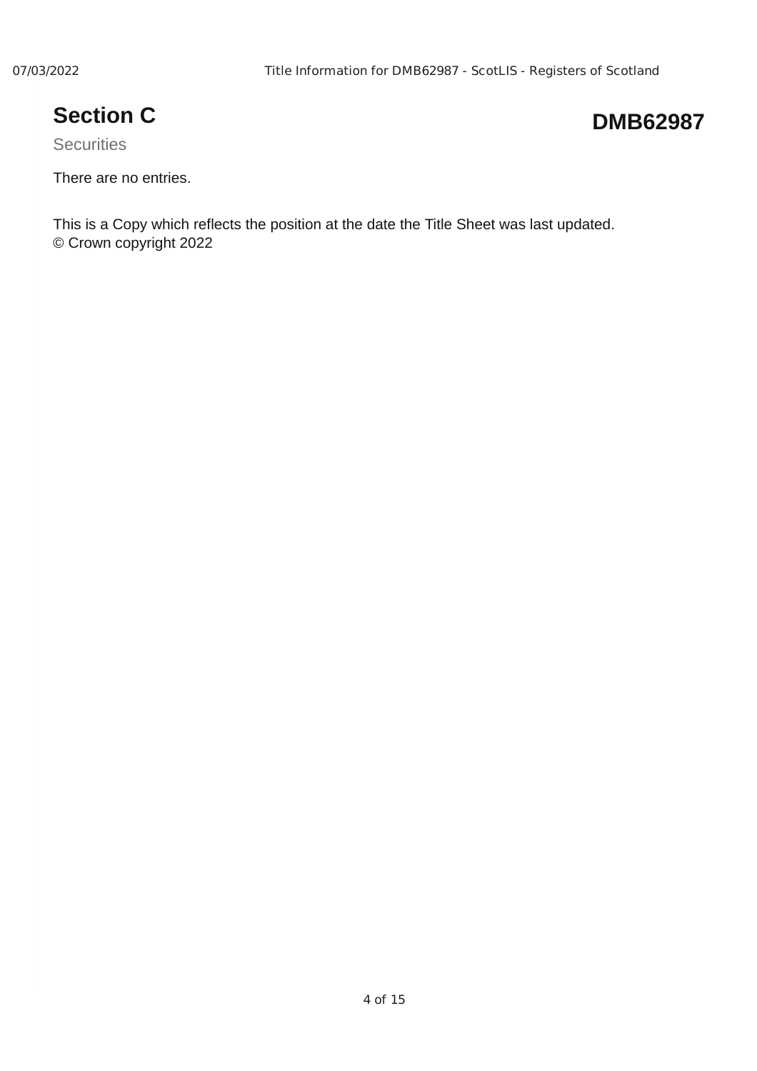# Section C

**DMB62987**

Securities

There are no entries.

This is a Copy which reflects the position at the date the Title Sheet was last updated.
© Crown copyright 2022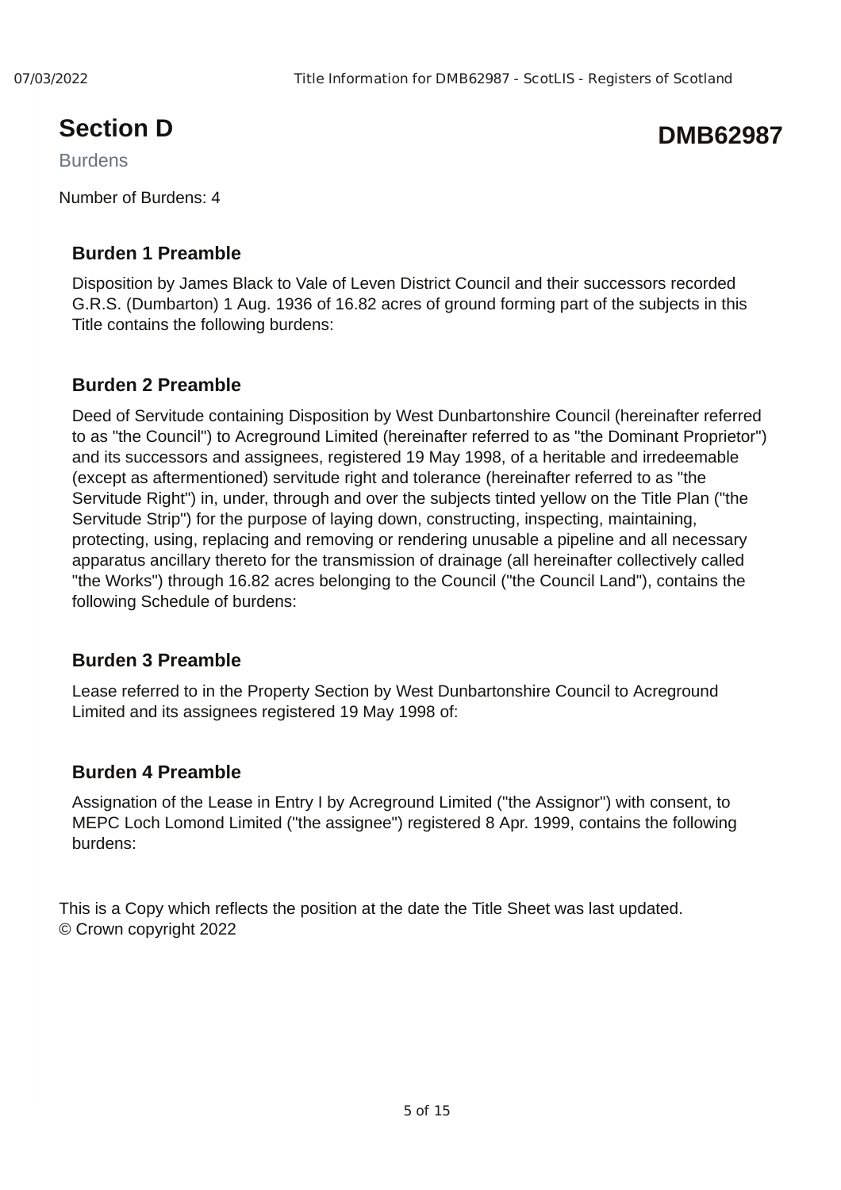# Section D

**DMB62987**

Burdens

Number of Burdens: 4

### Burden 1 Preamble

Disposition by James Black to Vale of Leven District Council and their successors recorded G.R.S. (Dumbarton) 1 Aug. 1936 of 16.82 acres of ground forming part of the subjects in this Title contains the following burdens:

### Burden 2 Preamble

Deed of Servitude containing Disposition by West Dunbartonshire Council (hereinafter referred to as "the Council") to Acreground Limited (hereinafter referred to as "the Dominant Proprietor") and its successors and assignees, registered 19 May 1998, of a heritable and irredeemable (except as aftermentioned) servitude right and tolerance (hereinafter referred to as "the Servitude Right") in, under, through and over the subjects tinted yellow on the Title Plan ("the Servitude Strip") for the purpose of laying down, constructing, inspecting, maintaining, protecting, using, replacing and removing or rendering unusable a pipeline and all necessary apparatus ancillary thereto for the transmission of drainage (all hereinafter collectively called "the Works") through 16.82 acres belonging to the Council ("the Council Land"), contains the following Schedule of burdens:

### Burden 3 Preamble

Lease referred to in the Property Section by West Dunbartonshire Council to Acreground Limited and its assignees registered 19 May 1998 of:

### Burden 4 Preamble

Assignation of the Lease in Entry I by Acreground Limited ("the Assignor") with consent, to MEPC Loch Lomond Limited ("the assignee") registered 8 Apr. 1999, contains the following burdens:

This is a Copy which reflects the position at the date the Title Sheet was last updated.
© Crown copyright 2022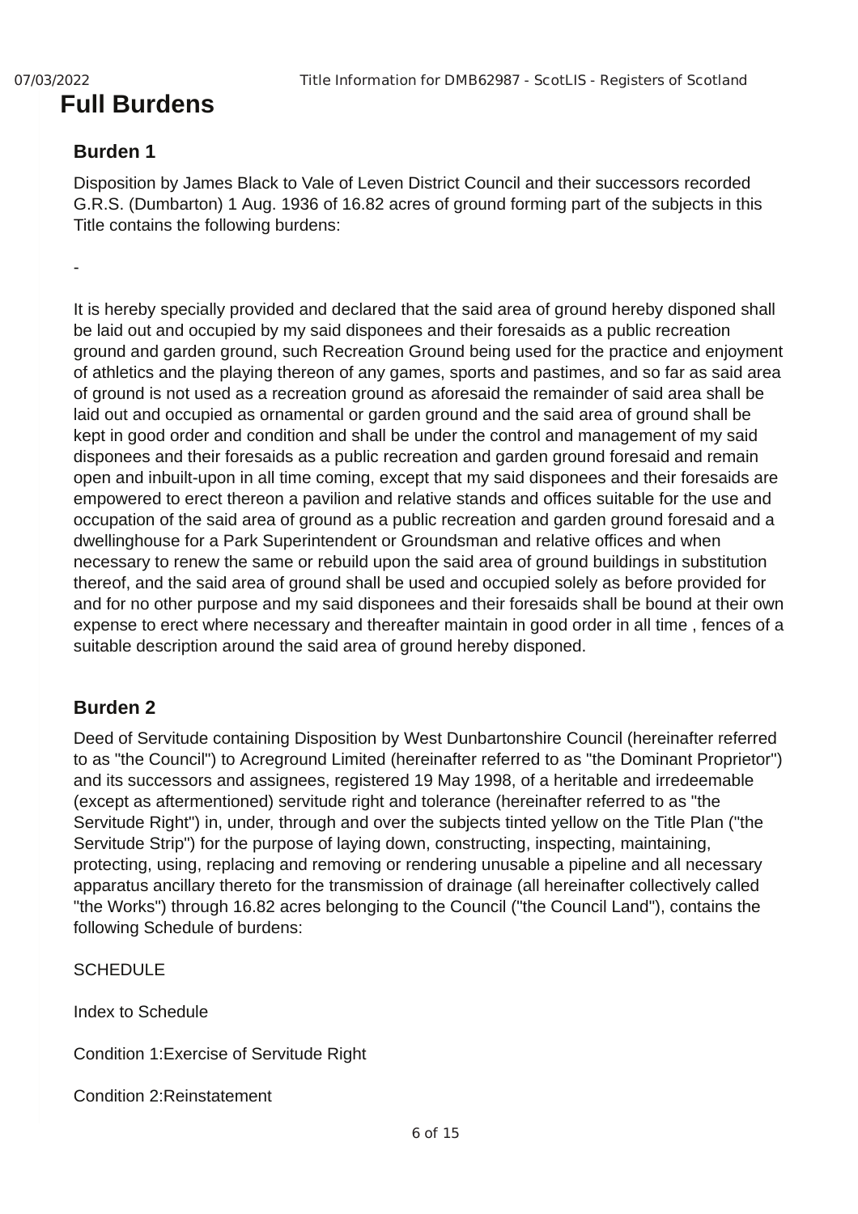# Full Burdens

## Burden 1

Disposition by James Black to Vale of Leven District Council and their successors recorded G.R.S. (Dumbarton) 1 Aug. 1936 of 16.82 acres of ground forming part of the subjects in this Title contains the following burdens:

-

It is hereby specially provided and declared that the said area of ground hereby disponed shall be laid out and occupied by my said disponees and their foresaids as a public recreation ground and garden ground, such Recreation Ground being used for the practice and enjoyment of athletics and the playing thereon of any games, sports and pastimes, and so far as said area of ground is not used as a recreation ground as aforesaid the remainder of said area shall be laid out and occupied as ornamental or garden ground and the said area of ground shall be kept in good order and condition and shall be under the control and management of my said disponees and their foresaids as a public recreation and garden ground foresaid and remain open and inbuilt-upon in all time coming, except that my said disponees and their foresaids are empowered to erect thereon a pavilion and relative stands and offices suitable for the use and occupation of the said area of ground as a public recreation and garden ground foresaid and a dwellinghouse for a Park Superintendent or Groundsman and relative offices and when necessary to renew the same or rebuild upon the said area of ground buildings in substitution thereof, and the said area of ground shall be used and occupied solely as before provided for and for no other purpose and my said disponees and their foresaids shall be bound at their own expense to erect where necessary and thereafter maintain in good order in all time , fences of a suitable description around the said area of ground hereby disponed.

## Burden 2

Deed of Servitude containing Disposition by West Dunbartonshire Council (hereinafter referred to as "the Council") to Acreground Limited (hereinafter referred to as "the Dominant Proprietor") and its successors and assignees, registered 19 May 1998, of a heritable and irredeemable (except as aftermentioned) servitude right and tolerance (hereinafter referred to as "the Servitude Right") in, under, through and over the subjects tinted yellow on the Title Plan ("the Servitude Strip") for the purpose of laying down, constructing, inspecting, maintaining, protecting, using, replacing and removing or rendering unusable a pipeline and all necessary apparatus ancillary thereto for the transmission of drainage (all hereinafter collectively called "the Works") through 16.82 acres belonging to the Council ("the Council Land"), contains the following Schedule of burdens:

SCHEDULE

Index to Schedule

Condition 1:Exercise of Servitude Right

Condition 2:Reinstatement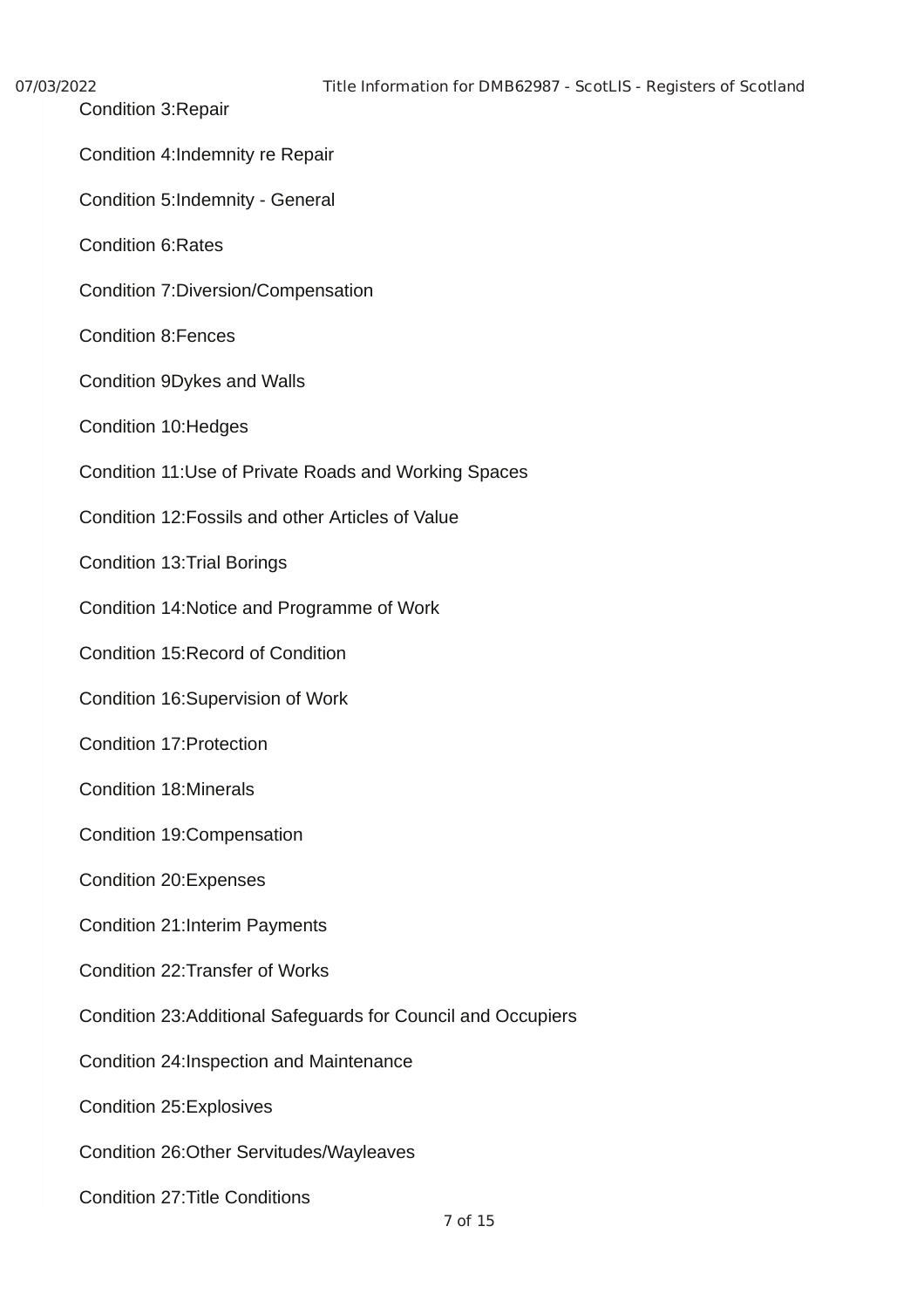Condition 3:Repair

Condition 4:Indemnity re Repair

Condition 5:Indemnity - General

Condition 6:Rates

Condition 7:Diversion/Compensation

Condition 8:Fences

Condition 9Dykes and Walls

Condition 10:Hedges

Condition 11:Use of Private Roads and Working Spaces

Condition 12:Fossils and other Articles of Value

Condition 13:Trial Borings

Condition 14:Notice and Programme of Work

Condition 15:Record of Condition

Condition 16:Supervision of Work

Condition 17:Protection

Condition 18:Minerals

Condition 19:Compensation

Condition 20:Expenses

Condition 21:Interim Payments

Condition 22:Transfer of Works

Condition 23:Additional Safeguards for Council and Occupiers

Condition 24:Inspection and Maintenance

Condition 25:Explosives

Condition 26:Other Servitudes/Wayleaves

Condition 27:Title Conditions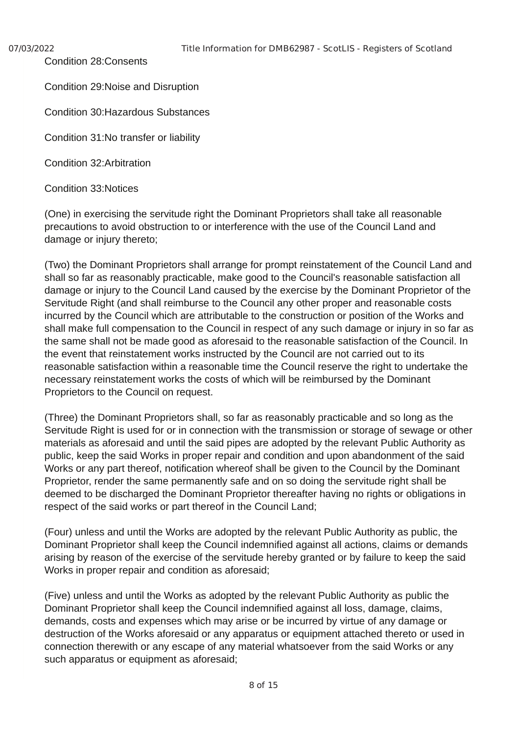Condition 28:Consents

Condition 29:Noise and Disruption

Condition 30:Hazardous Substances

Condition 31:No transfer or liability

Condition 32:Arbitration

Condition 33:Notices

(One) in exercising the servitude right the Dominant Proprietors shall take all reasonable precautions to avoid obstruction to or interference with the use of the Council Land and damage or injury thereto;

(Two) the Dominant Proprietors shall arrange for prompt reinstatement of the Council Land and shall so far as reasonably practicable, make good to the Council's reasonable satisfaction all damage or injury to the Council Land caused by the exercise by the Dominant Proprietor of the Servitude Right (and shall reimburse to the Council any other proper and reasonable costs incurred by the Council which are attributable to the construction or position of the Works and shall make full compensation to the Council in respect of any such damage or injury in so far as the same shall not be made good as aforesaid to the reasonable satisfaction of the Council. In the event that reinstatement works instructed by the Council are not carried out to its reasonable satisfaction within a reasonable time the Council reserve the right to undertake the necessary reinstatement works the costs of which will be reimbursed by the Dominant Proprietors to the Council on request.

(Three) the Dominant Proprietors shall, so far as reasonably practicable and so long as the Servitude Right is used for or in connection with the transmission or storage of sewage or other materials as aforesaid and until the said pipes are adopted by the relevant Public Authority as public, keep the said Works in proper repair and condition and upon abandonment of the said Works or any part thereof, notification whereof shall be given to the Council by the Dominant Proprietor, render the same permanently safe and on so doing the servitude right shall be deemed to be discharged the Dominant Proprietor thereafter having no rights or obligations in respect of the said works or part thereof in the Council Land;

(Four) unless and until the Works are adopted by the relevant Public Authority as public, the Dominant Proprietor shall keep the Council indemnified against all actions, claims or demands arising by reason of the exercise of the servitude hereby granted or by failure to keep the said Works in proper repair and condition as aforesaid;

(Five) unless and until the Works as adopted by the relevant Public Authority as public the Dominant Proprietor shall keep the Council indemnified against all loss, damage, claims, demands, costs and expenses which may arise or be incurred by virtue of any damage or destruction of the Works aforesaid or any apparatus or equipment attached thereto or used in connection therewith or any escape of any material whatsoever from the said Works or any such apparatus or equipment as aforesaid;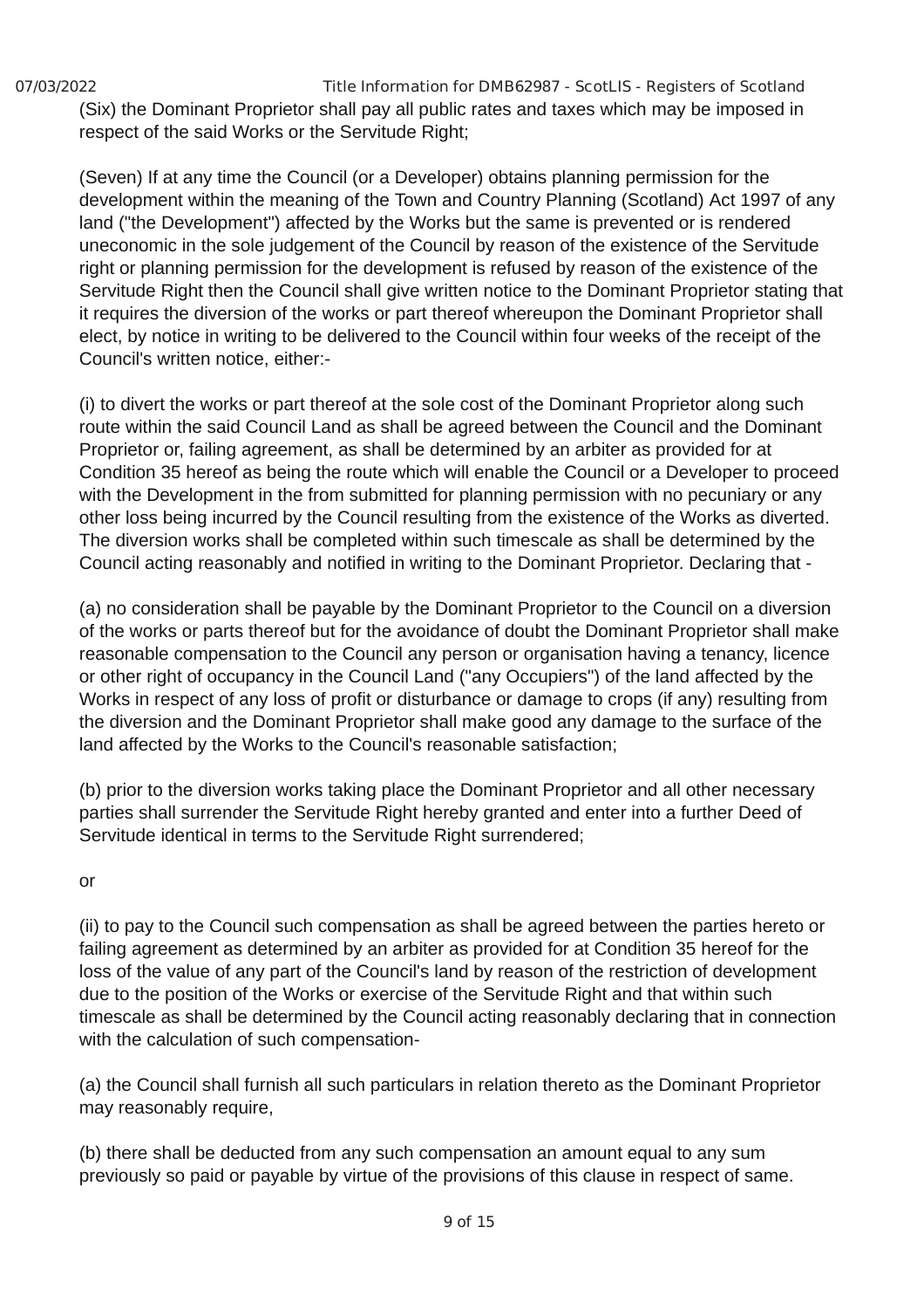(Six) the Dominant Proprietor shall pay all public rates and taxes which may be imposed in respect of the said Works or the Servitude Right;

(Seven) If at any time the Council (or a Developer) obtains planning permission for the development within the meaning of the Town and Country Planning (Scotland) Act 1997 of any land ("the Development") affected by the Works but the same is prevented or is rendered uneconomic in the sole judgement of the Council by reason of the existence of the Servitude right or planning permission for the development is refused by reason of the existence of the Servitude Right then the Council shall give written notice to the Dominant Proprietor stating that it requires the diversion of the works or part thereof whereupon the Dominant Proprietor shall elect, by notice in writing to be delivered to the Council within four weeks of the receipt of the Council's written notice, either:-

(i) to divert the works or part thereof at the sole cost of the Dominant Proprietor along such route within the said Council Land as shall be agreed between the Council and the Dominant Proprietor or, failing agreement, as shall be determined by an arbiter as provided for at Condition 35 hereof as being the route which will enable the Council or a Developer to proceed with the Development in the from submitted for planning permission with no pecuniary or any other loss being incurred by the Council resulting from the existence of the Works as diverted. The diversion works shall be completed within such timescale as shall be determined by the Council acting reasonably and notified in writing to the Dominant Proprietor. Declaring that -

(a) no consideration shall be payable by the Dominant Proprietor to the Council on a diversion of the works or parts thereof but for the avoidance of doubt the Dominant Proprietor shall make reasonable compensation to the Council any person or organisation having a tenancy, licence or other right of occupancy in the Council Land ("any Occupiers") of the land affected by the Works in respect of any loss of profit or disturbance or damage to crops (if any) resulting from the diversion and the Dominant Proprietor shall make good any damage to the surface of the land affected by the Works to the Council's reasonable satisfaction;

(b) prior to the diversion works taking place the Dominant Proprietor and all other necessary parties shall surrender the Servitude Right hereby granted and enter into a further Deed of Servitude identical in terms to the Servitude Right surrendered;

or

(ii) to pay to the Council such compensation as shall be agreed between the parties hereto or failing agreement as determined by an arbiter as provided for at Condition 35 hereof for the loss of the value of any part of the Council's land by reason of the restriction of development due to the position of the Works or exercise of the Servitude Right and that within such timescale as shall be determined by the Council acting reasonably declaring that in connection with the calculation of such compensation-

(a) the Council shall furnish all such particulars in relation thereto as the Dominant Proprietor may reasonably require,

(b) there shall be deducted from any such compensation an amount equal to any sum previously so paid or payable by virtue of the provisions of this clause in respect of same.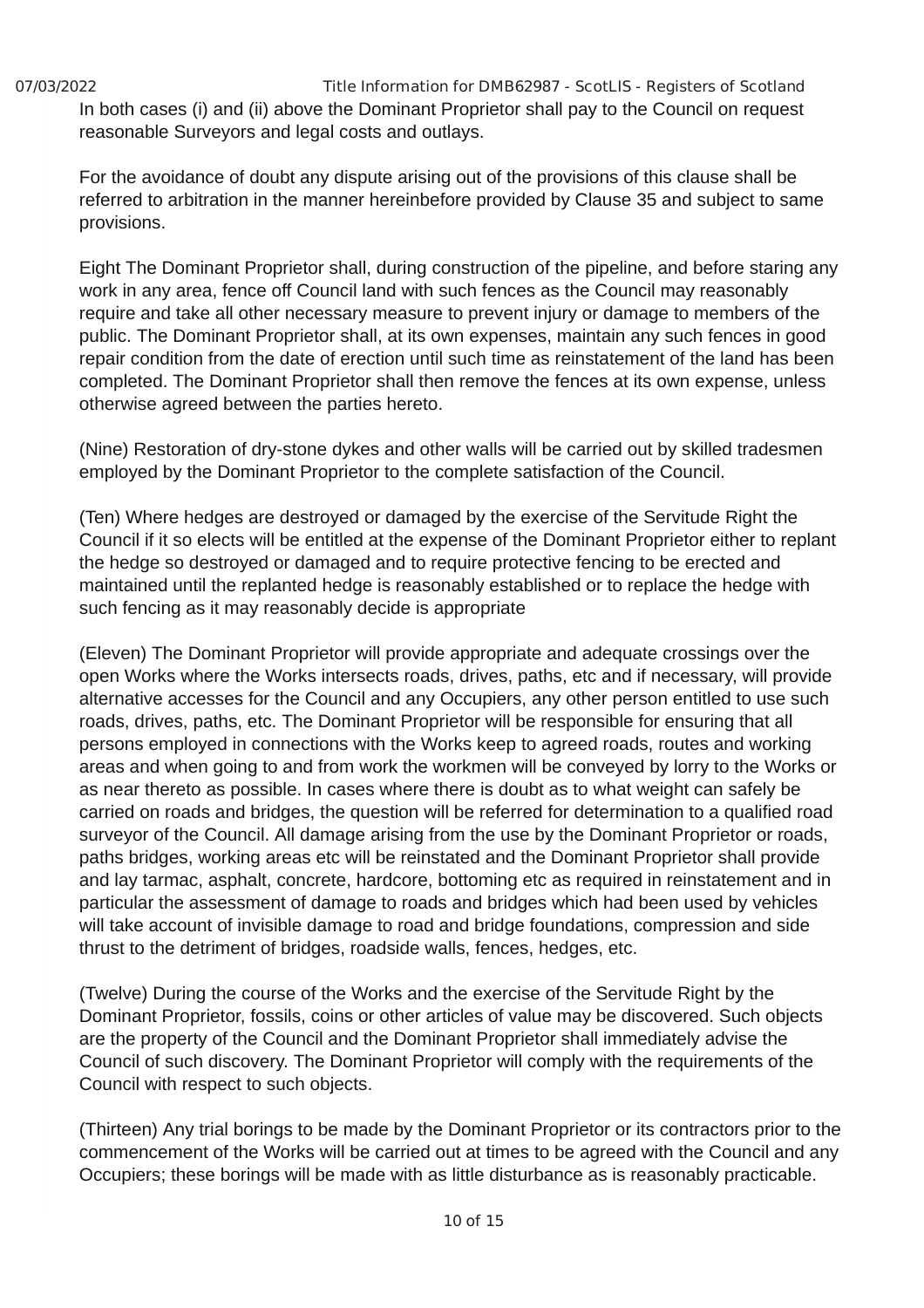In both cases (i) and (ii) above the Dominant Proprietor shall pay to the Council on request reasonable Surveyors and legal costs and outlays.

For the avoidance of doubt any dispute arising out of the provisions of this clause shall be referred to arbitration in the manner hereinbefore provided by Clause 35 and subject to same provisions.

Eight The Dominant Proprietor shall, during construction of the pipeline, and before staring any work in any area, fence off Council land with such fences as the Council may reasonably require and take all other necessary measure to prevent injury or damage to members of the public. The Dominant Proprietor shall, at its own expenses, maintain any such fences in good repair condition from the date of erection until such time as reinstatement of the land has been completed. The Dominant Proprietor shall then remove the fences at its own expense, unless otherwise agreed between the parties hereto.

(Nine) Restoration of dry-stone dykes and other walls will be carried out by skilled tradesmen employed by the Dominant Proprietor to the complete satisfaction of the Council.

(Ten) Where hedges are destroyed or damaged by the exercise of the Servitude Right the Council if it so elects will be entitled at the expense of the Dominant Proprietor either to replant the hedge so destroyed or damaged and to require protective fencing to be erected and maintained until the replanted hedge is reasonably established or to replace the hedge with such fencing as it may reasonably decide is appropriate

(Eleven) The Dominant Proprietor will provide appropriate and adequate crossings over the open Works where the Works intersects roads, drives, paths, etc and if necessary, will provide alternative accesses for the Council and any Occupiers, any other person entitled to use such roads, drives, paths, etc. The Dominant Proprietor will be responsible for ensuring that all persons employed in connections with the Works keep to agreed roads, routes and working areas and when going to and from work the workmen will be conveyed by lorry to the Works or as near thereto as possible. In cases where there is doubt as to what weight can safely be carried on roads and bridges, the question will be referred for determination to a qualified road surveyor of the Council. All damage arising from the use by the Dominant Proprietor or roads, paths bridges, working areas etc will be reinstated and the Dominant Proprietor shall provide and lay tarmac, asphalt, concrete, hardcore, bottoming etc as required in reinstatement and in particular the assessment of damage to roads and bridges which had been used by vehicles will take account of invisible damage to road and bridge foundations, compression and side thrust to the detriment of bridges, roadside walls, fences, hedges, etc.

(Twelve) During the course of the Works and the exercise of the Servitude Right by the Dominant Proprietor, fossils, coins or other articles of value may be discovered. Such objects are the property of the Council and the Dominant Proprietor shall immediately advise the Council of such discovery. The Dominant Proprietor will comply with the requirements of the Council with respect to such objects.

(Thirteen) Any trial borings to be made by the Dominant Proprietor or its contractors prior to the commencement of the Works will be carried out at times to be agreed with the Council and any Occupiers; these borings will be made with as little disturbance as is reasonably practicable.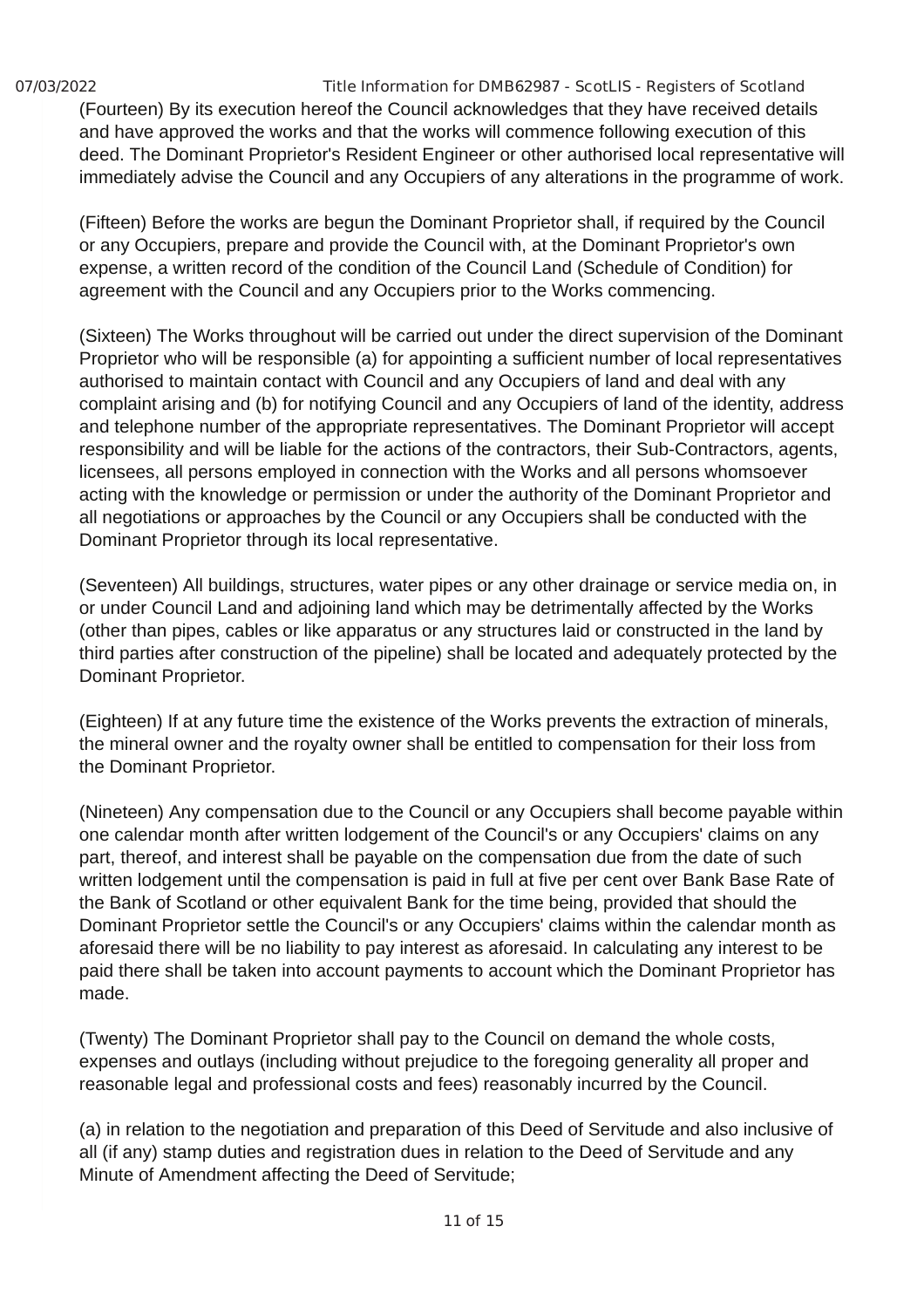(Fourteen) By its execution hereof the Council acknowledges that they have received details and have approved the works and that the works will commence following execution of this deed. The Dominant Proprietor's Resident Engineer or other authorised local representative will immediately advise the Council and any Occupiers of any alterations in the programme of work.

(Fifteen) Before the works are begun the Dominant Proprietor shall, if required by the Council or any Occupiers, prepare and provide the Council with, at the Dominant Proprietor's own expense, a written record of the condition of the Council Land (Schedule of Condition) for agreement with the Council and any Occupiers prior to the Works commencing.

(Sixteen) The Works throughout will be carried out under the direct supervision of the Dominant Proprietor who will be responsible (a) for appointing a sufficient number of local representatives authorised to maintain contact with Council and any Occupiers of land and deal with any complaint arising and (b) for notifying Council and any Occupiers of land of the identity, address and telephone number of the appropriate representatives. The Dominant Proprietor will accept responsibility and will be liable for the actions of the contractors, their Sub-Contractors, agents, licensees, all persons employed in connection with the Works and all persons whomsoever acting with the knowledge or permission or under the authority of the Dominant Proprietor and all negotiations or approaches by the Council or any Occupiers shall be conducted with the Dominant Proprietor through its local representative.

(Seventeen) All buildings, structures, water pipes or any other drainage or service media on, in or under Council Land and adjoining land which may be detrimentally affected by the Works (other than pipes, cables or like apparatus or any structures laid or constructed in the land by third parties after construction of the pipeline) shall be located and adequately protected by the Dominant Proprietor.

(Eighteen) If at any future time the existence of the Works prevents the extraction of minerals, the mineral owner and the royalty owner shall be entitled to compensation for their loss from the Dominant Proprietor.

(Nineteen) Any compensation due to the Council or any Occupiers shall become payable within one calendar month after written lodgement of the Council's or any Occupiers' claims on any part, thereof, and interest shall be payable on the compensation due from the date of such written lodgement until the compensation is paid in full at five per cent over Bank Base Rate of the Bank of Scotland or other equivalent Bank for the time being, provided that should the Dominant Proprietor settle the Council's or any Occupiers' claims within the calendar month as aforesaid there will be no liability to pay interest as aforesaid. In calculating any interest to be paid there shall be taken into account payments to account which the Dominant Proprietor has made.

(Twenty) The Dominant Proprietor shall pay to the Council on demand the whole costs, expenses and outlays (including without prejudice to the foregoing generality all proper and reasonable legal and professional costs and fees) reasonably incurred by the Council.

(a) in relation to the negotiation and preparation of this Deed of Servitude and also inclusive of all (if any) stamp duties and registration dues in relation to the Deed of Servitude and any Minute of Amendment affecting the Deed of Servitude;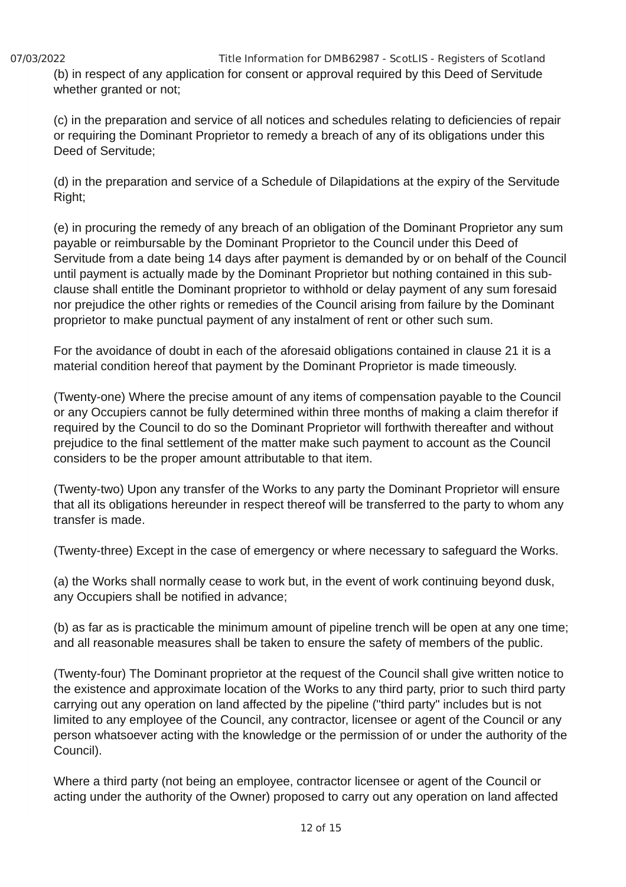(b) in respect of any application for consent or approval required by this Deed of Servitude whether granted or not;

(c) in the preparation and service of all notices and schedules relating to deficiencies of repair or requiring the Dominant Proprietor to remedy a breach of any of its obligations under this Deed of Servitude;

(d) in the preparation and service of a Schedule of Dilapidations at the expiry of the Servitude Right;

(e) in procuring the remedy of any breach of an obligation of the Dominant Proprietor any sum payable or reimbursable by the Dominant Proprietor to the Council under this Deed of Servitude from a date being 14 days after payment is demanded by or on behalf of the Council until payment is actually made by the Dominant Proprietor but nothing contained in this sub-clause shall entitle the Dominant proprietor to withhold or delay payment of any sum foresaid nor prejudice the other rights or remedies of the Council arising from failure by the Dominant proprietor to make punctual payment of any instalment of rent or other such sum.

For the avoidance of doubt in each of the aforesaid obligations contained in clause 21 it is a material condition hereof that payment by the Dominant Proprietor is made timeously.

(Twenty-one) Where the precise amount of any items of compensation payable to the Council or any Occupiers cannot be fully determined within three months of making a claim therefor if required by the Council to do so the Dominant Proprietor will forthwith thereafter and without prejudice to the final settlement of the matter make such payment to account as the Council considers to be the proper amount attributable to that item.

(Twenty-two) Upon any transfer of the Works to any party the Dominant Proprietor will ensure that all its obligations hereunder in respect thereof will be transferred to the party to whom any transfer is made.

(Twenty-three) Except in the case of emergency or where necessary to safeguard the Works.

(a) the Works shall normally cease to work but, in the event of work continuing beyond dusk, any Occupiers shall be notified in advance;

(b) as far as is practicable the minimum amount of pipeline trench will be open at any one time; and all reasonable measures shall be taken to ensure the safety of members of the public.

(Twenty-four) The Dominant proprietor at the request of the Council shall give written notice to the existence and approximate location of the Works to any third party, prior to such third party carrying out any operation on land affected by the pipeline ("third party" includes but is not limited to any employee of the Council, any contractor, licensee or agent of the Council or any person whatsoever acting with the knowledge or the permission of or under the authority of the Council).

Where a third party (not being an employee, contractor licensee or agent of the Council or acting under the authority of the Owner) proposed to carry out any operation on land affected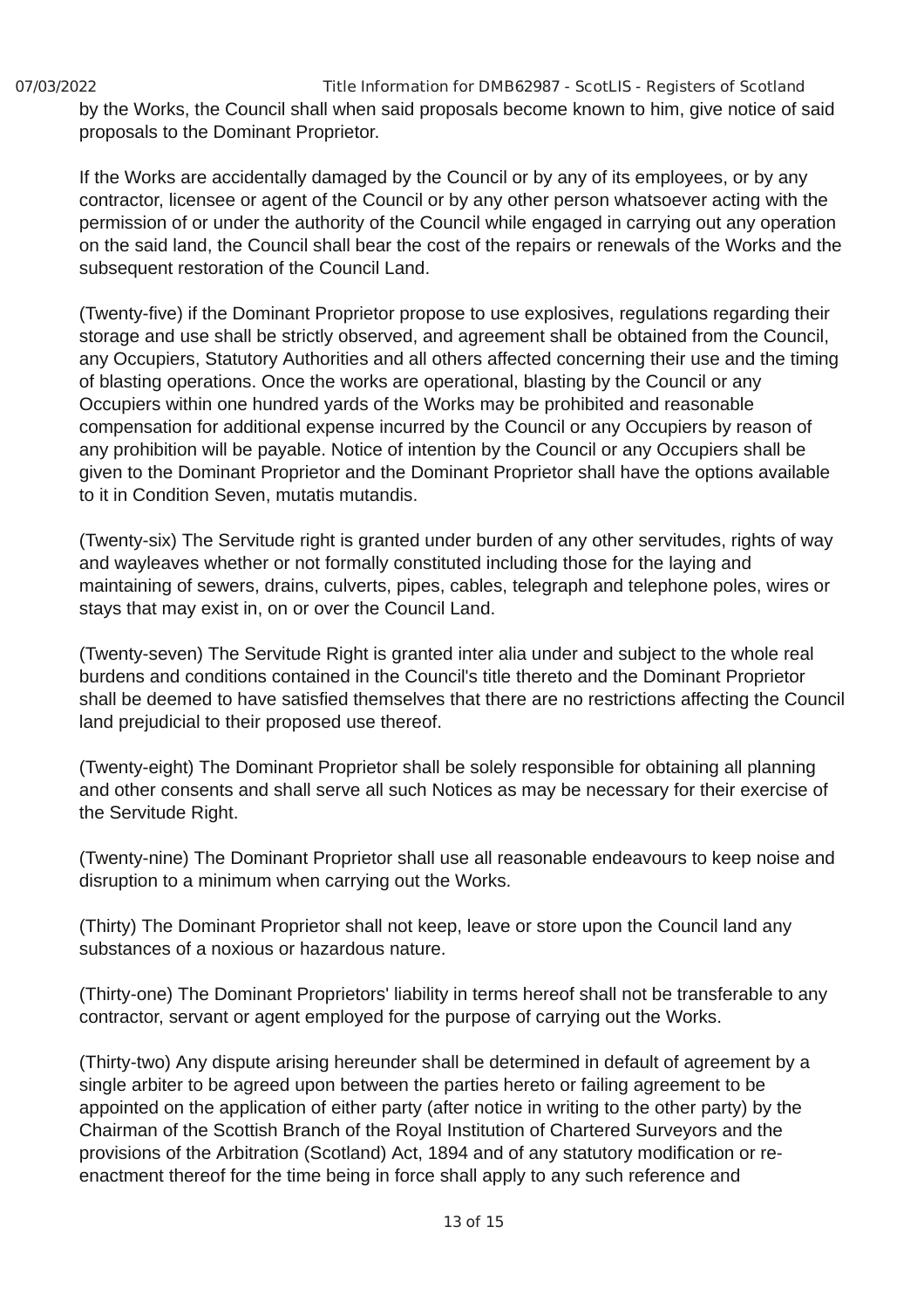by the Works, the Council shall when said proposals become known to him, give notice of said proposals to the Dominant Proprietor.

If the Works are accidentally damaged by the Council or by any of its employees, or by any contractor, licensee or agent of the Council or by any other person whatsoever acting with the permission of or under the authority of the Council while engaged in carrying out any operation on the said land, the Council shall bear the cost of the repairs or renewals of the Works and the subsequent restoration of the Council Land.

(Twenty-five) if the Dominant Proprietor propose to use explosives, regulations regarding their storage and use shall be strictly observed, and agreement shall be obtained from the Council, any Occupiers, Statutory Authorities and all others affected concerning their use and the timing of blasting operations. Once the works are operational, blasting by the Council or any Occupiers within one hundred yards of the Works may be prohibited and reasonable compensation for additional expense incurred by the Council or any Occupiers by reason of any prohibition will be payable. Notice of intention by the Council or any Occupiers shall be given to the Dominant Proprietor and the Dominant Proprietor shall have the options available to it in Condition Seven, mutatis mutandis.

(Twenty-six) The Servitude right is granted under burden of any other servitudes, rights of way and wayleaves whether or not formally constituted including those for the laying and maintaining of sewers, drains, culverts, pipes, cables, telegraph and telephone poles, wires or stays that may exist in, on or over the Council Land.

(Twenty-seven) The Servitude Right is granted inter alia under and subject to the whole real burdens and conditions contained in the Council's title thereto and the Dominant Proprietor shall be deemed to have satisfied themselves that there are no restrictions affecting the Council land prejudicial to their proposed use thereof.

(Twenty-eight) The Dominant Proprietor shall be solely responsible for obtaining all planning and other consents and shall serve all such Notices as may be necessary for their exercise of the Servitude Right.

(Twenty-nine) The Dominant Proprietor shall use all reasonable endeavours to keep noise and disruption to a minimum when carrying out the Works.

(Thirty) The Dominant Proprietor shall not keep, leave or store upon the Council land any substances of a noxious or hazardous nature.

(Thirty-one) The Dominant Proprietors' liability in terms hereof shall not be transferable to any contractor, servant or agent employed for the purpose of carrying out the Works.

(Thirty-two) Any dispute arising hereunder shall be determined in default of agreement by a single arbiter to be agreed upon between the parties hereto or failing agreement to be appointed on the application of either party (after notice in writing to the other party) by the Chairman of the Scottish Branch of the Royal Institution of Chartered Surveyors and the provisions of the Arbitration (Scotland) Act, 1894 and of any statutory modification or re-enactment thereof for the time being in force shall apply to any such reference and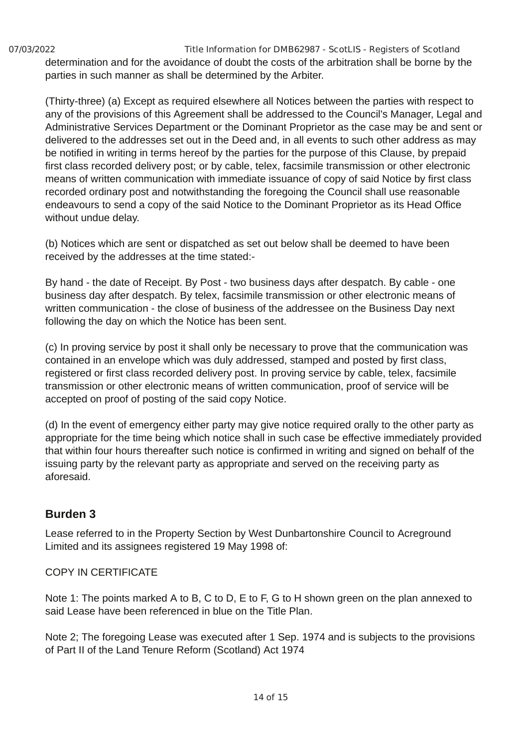determination and for the avoidance of doubt the costs of the arbitration shall be borne by the parties in such manner as shall be determined by the Arbiter.

(Thirty-three) (a) Except as required elsewhere all Notices between the parties with respect to any of the provisions of this Agreement shall be addressed to the Council's Manager, Legal and Administrative Services Department or the Dominant Proprietor as the case may be and sent or delivered to the addresses set out in the Deed and, in all events to such other address as may be notified in writing in terms hereof by the parties for the purpose of this Clause, by prepaid first class recorded delivery post; or by cable, telex, facsimile transmission or other electronic means of written communication with immediate issuance of copy of said Notice by first class recorded ordinary post and notwithstanding the foregoing the Council shall use reasonable endeavours to send a copy of the said Notice to the Dominant Proprietor as its Head Office without undue delay.

(b) Notices which are sent or dispatched as set out below shall be deemed to have been received by the addresses at the time stated:-

By hand - the date of Receipt. By Post - two business days after despatch. By cable - one business day after despatch. By telex, facsimile transmission or other electronic means of written communication - the close of business of the addressee on the Business Day next following the day on which the Notice has been sent.

(c) In proving service by post it shall only be necessary to prove that the communication was contained in an envelope which was duly addressed, stamped and posted by first class, registered or first class recorded delivery post. In proving service by cable, telex, facsimile transmission or other electronic means of written communication, proof of service will be accepted on proof of posting of the said copy Notice.

(d) In the event of emergency either party may give notice required orally to the other party as appropriate for the time being which notice shall in such case be effective immediately provided that within four hours thereafter such notice is confirmed in writing and signed on behalf of the issuing party by the relevant party as appropriate and served on the receiving party as aforesaid.

### Burden 3

Lease referred to in the Property Section by West Dunbartonshire Council to Acreground Limited and its assignees registered 19 May 1998 of:

COPY IN CERTIFICATE

Note 1: The points marked A to B, C to D, E to F, G to H shown green on the plan annexed to said Lease have been referenced in blue on the Title Plan.

Note 2; The foregoing Lease was executed after 1 Sep. 1974 and is subjects to the provisions of Part II of the Land Tenure Reform (Scotland) Act 1974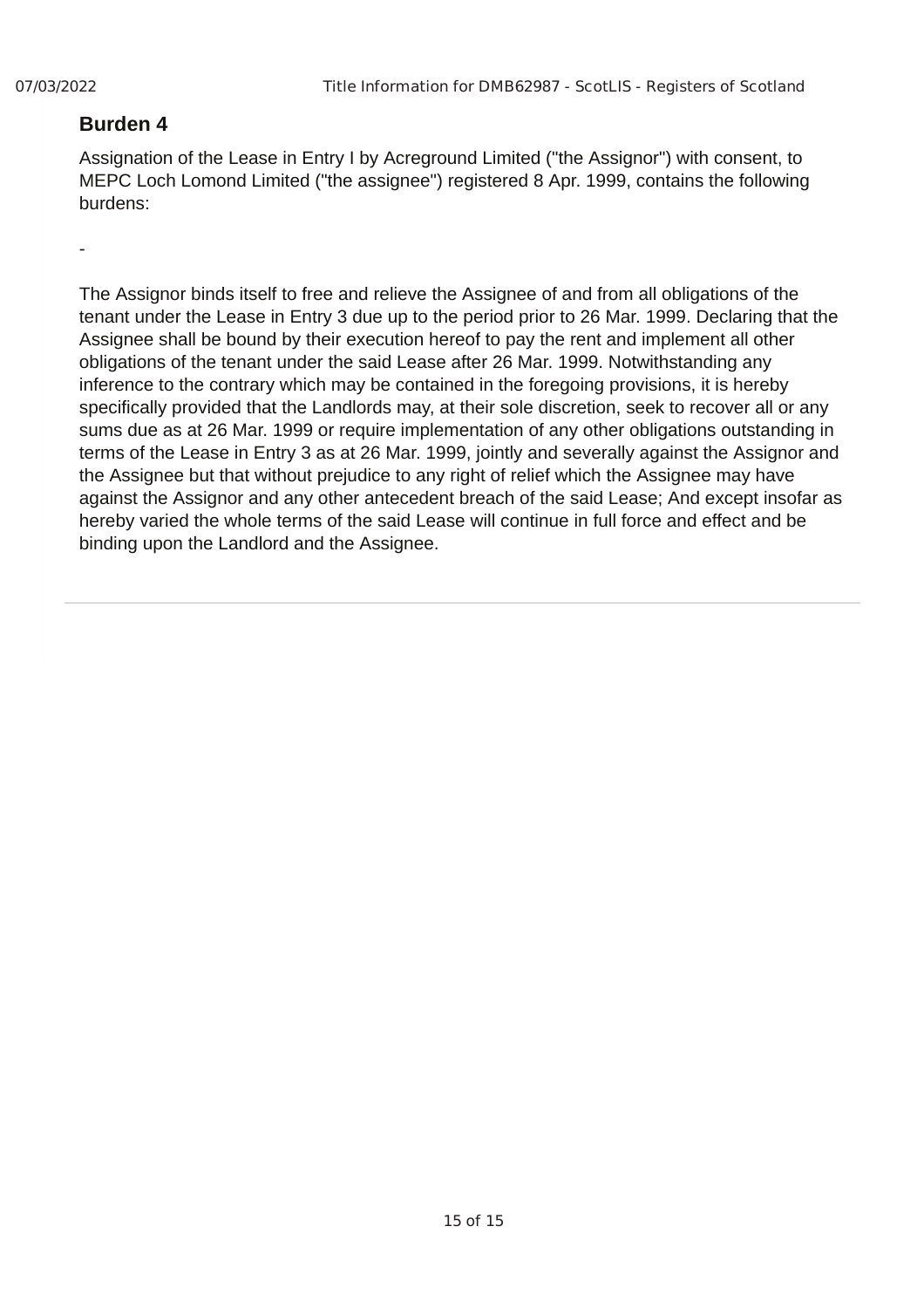## Burden 4

Assignation of the Lease in Entry I by Acreground Limited ("the Assignor") with consent, to MEPC Loch Lomond Limited ("the assignee") registered 8 Apr. 1999, contains the following burdens:

-

The Assignor binds itself to free and relieve the Assignee of and from all obligations of the tenant under the Lease in Entry 3 due up to the period prior to 26 Mar. 1999. Declaring that the Assignee shall be bound by their execution hereof to pay the rent and implement all other obligations of the tenant under the said Lease after 26 Mar. 1999. Notwithstanding any inference to the contrary which may be contained in the foregoing provisions, it is hereby specifically provided that the Landlords may, at their sole discretion, seek to recover all or any sums due as at 26 Mar. 1999 or require implementation of any other obligations outstanding in terms of the Lease in Entry 3 as at 26 Mar. 1999, jointly and severally against the Assignor and the Assignee but that without prejudice to any right of relief which the Assignee may have against the Assignor and any other antecedent breach of the said Lease; And except insofar as hereby varied the whole terms of the said Lease will continue in full force and effect and be binding upon the Landlord and the Assignee.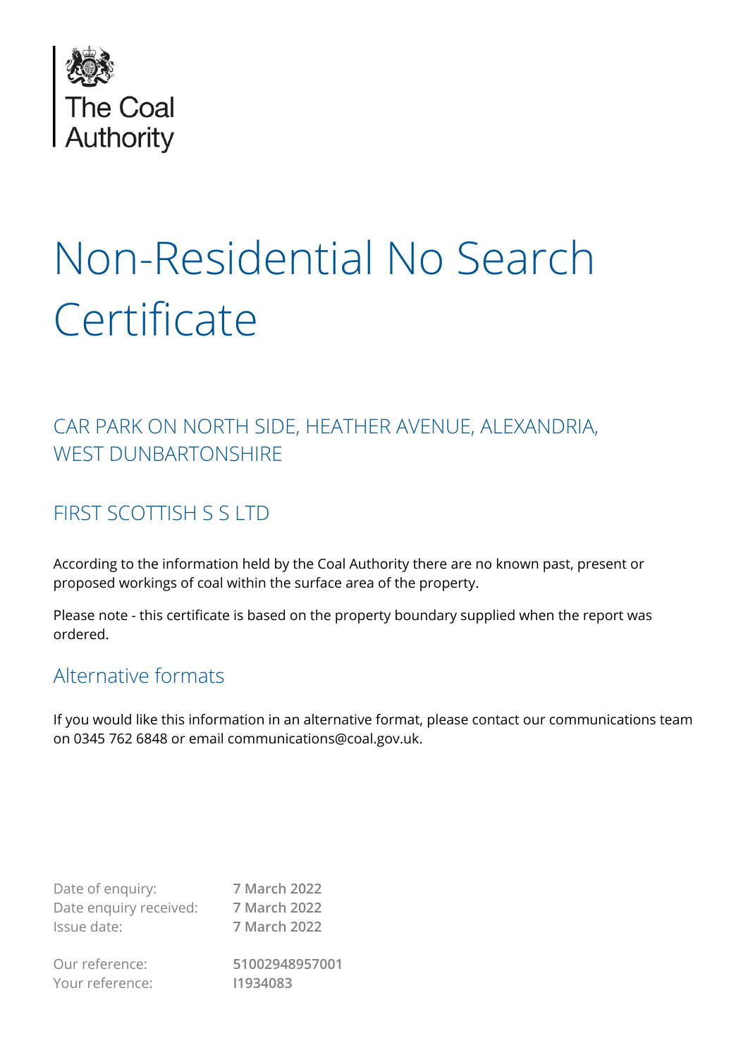The Coal Authority

# Non-Residential No Search Certificate

## CAR PARK ON NORTH SIDE, HEATHER AVENUE, ALEXANDRIA, WEST DUNBARTONSHIRE

## FIRST SCOTTISH S S LTD

According to the information held by the Coal Authority there are no known past, present or proposed workings of coal within the surface area of the property.

Please note - this certificate is based on the property boundary supplied when the report was ordered.

## Alternative formats

If you would like this information in an alternative format, please contact our communications team on 0345 762 6848 or email communications@coal.gov.uk.

| | |
|---|---|
| Date of enquiry: | **7 March 2022** |
| Date enquiry received: | **7 March 2022** |
| Issue date: | **7 March 2022** |
| Our reference: | **51002948957001** |
| Your reference: | **I1934083** |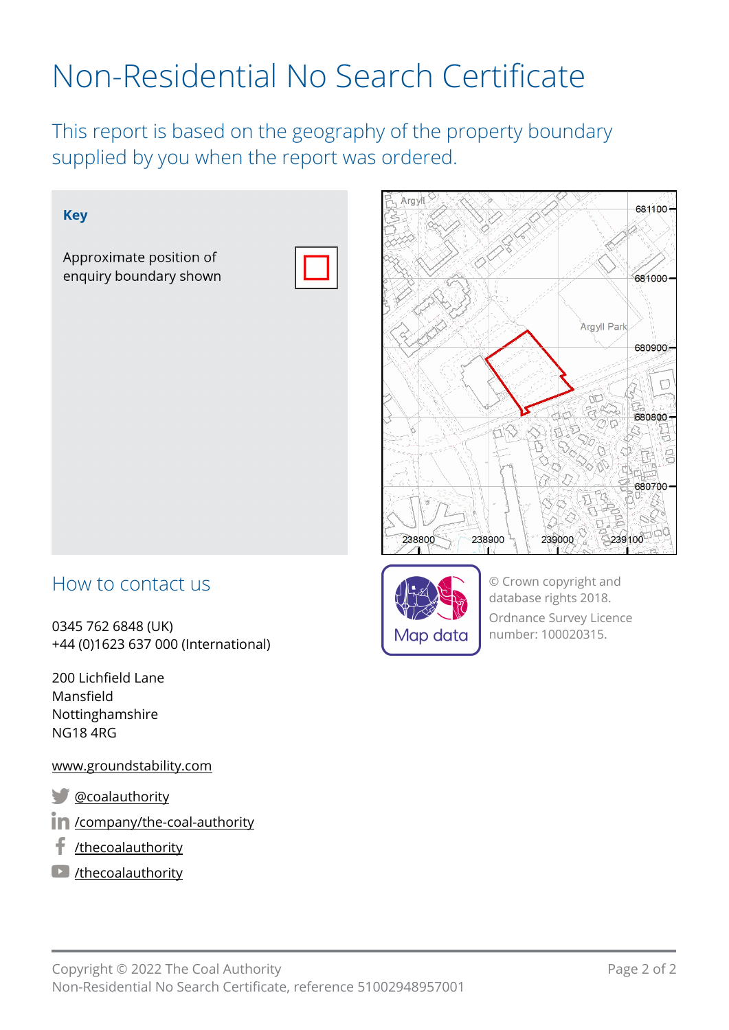# Non-Residential No Search Certificate

This report is based on the geography of the property boundary supplied by you when the report was ordered.

**Key**

Approximate position of enquiry boundary shown

Argyll
681100
681000
Argyll Park
680900
680800
680700
238800
238900
239000
239100

## How to contact us

0345 762 6848 (UK)
+44 (0)1623 637 000 (International)

200 Lichfield Lane
Mansfield
Nottinghamshire
NG18 4RG

www.groundstability.com

@coalauthority

/company/the-coal-authority

/thecoalauthority

/thecoalauthority

Map data

© Crown copyright and database rights 2018.
Ordnance Survey Licence number: 100020315.

Copyright © 2022 The Coal Authority
Non-Residential No Search Certificate, reference 51002948957001